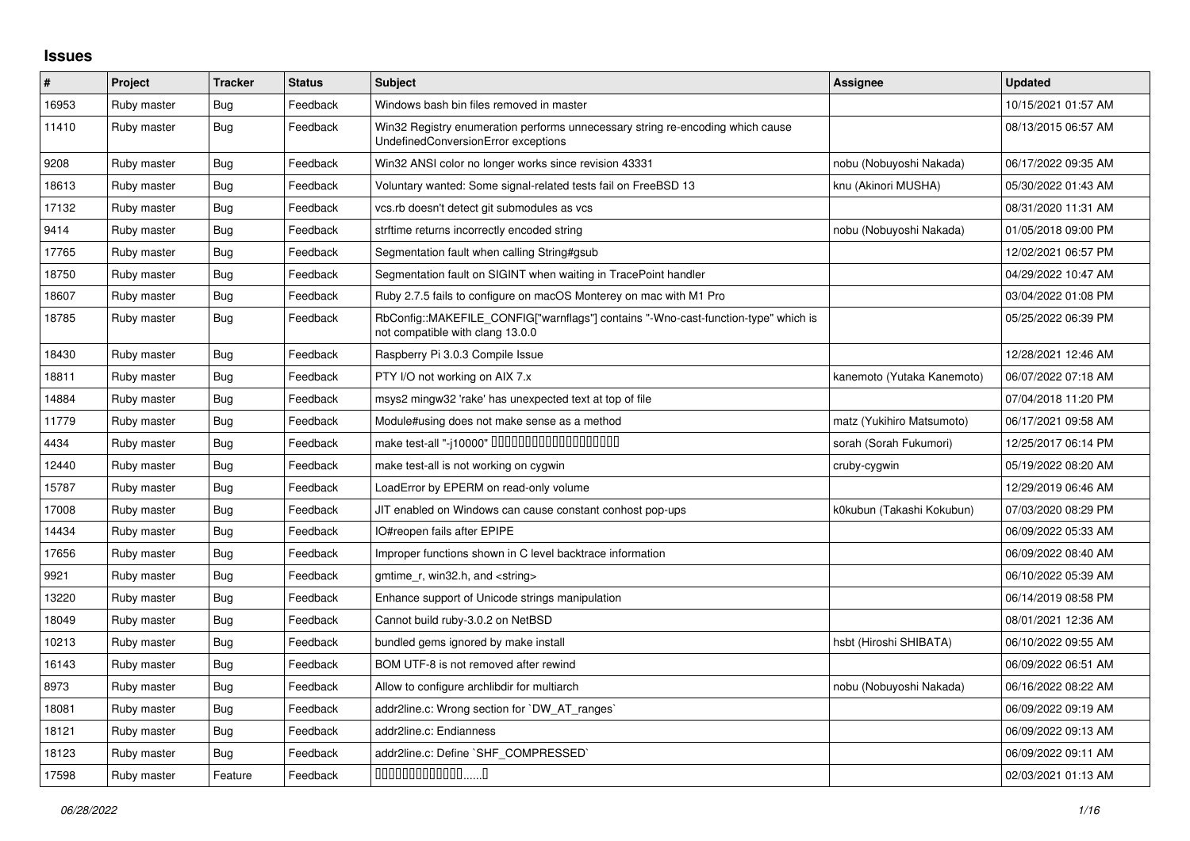# Issues

| # | Project | Tracker | Status | Subject | Assignee | Updated |
|---|---|---|---|---|---|---|
| 16953 | Ruby master | Bug | Feedback | Windows bash bin files removed in master | | 10/15/2021 01:57 AM |
| 11410 | Ruby master | Bug | Feedback | Win32 Registry enumeration performs unnecessary string re-encoding which cause UndefinedConversionError exceptions | | 08/13/2015 06:57 AM |
| 9208 | Ruby master | Bug | Feedback | Win32 ANSI color no longer works since revision 43331 | nobu (Nobuyoshi Nakada) | 06/17/2022 09:35 AM |
| 18613 | Ruby master | Bug | Feedback | Voluntary wanted: Some signal-related tests fail on FreeBSD 13 | knu (Akinori MUSHA) | 05/30/2022 01:43 AM |
| 17132 | Ruby master | Bug | Feedback | vcs.rb doesn't detect git submodules as vcs | | 08/31/2020 11:31 AM |
| 9414 | Ruby master | Bug | Feedback | strftime returns incorrectly encoded string | nobu (Nobuyoshi Nakada) | 01/05/2018 09:00 PM |
| 17765 | Ruby master | Bug | Feedback | Segmentation fault when calling String#gsub | | 12/02/2021 06:57 PM |
| 18750 | Ruby master | Bug | Feedback | Segmentation fault on SIGINT when waiting in TracePoint handler | | 04/29/2022 10:47 AM |
| 18607 | Ruby master | Bug | Feedback | Ruby 2.7.5 fails to configure on macOS Monterey on mac with M1 Pro | | 03/04/2022 01:08 PM |
| 18785 | Ruby master | Bug | Feedback | RbConfig::MAKEFILE_CONFIG["warnflags"] contains "-Wno-cast-function-type" which is not compatible with clang 13.0.0 | | 05/25/2022 06:39 PM |
| 18430 | Ruby master | Bug | Feedback | Raspberry Pi 3.0.3 Compile Issue | | 12/28/2021 12:46 AM |
| 18811 | Ruby master | Bug | Feedback | PTY I/O not working on AIX 7.x | kanemoto (Yutaka Kanemoto) | 06/07/2022 07:18 AM |
| 14884 | Ruby master | Bug | Feedback | msys2 mingw32 'rake' has unexpected text at top of file | | 07/04/2018 11:20 PM |
| 11779 | Ruby master | Bug | Feedback | Module#using does not make sense as a method | matz (Yukihiro Matsumoto) | 06/17/2021 09:58 AM |
| 4434 | Ruby master | Bug | Feedback | make test-all "-j10000" �������������������� | sorah (Sorah Fukumori) | 12/25/2017 06:14 PM |
| 12440 | Ruby master | Bug | Feedback | make test-all is not working on cygwin | cruby-cygwin | 05/19/2022 08:20 AM |
| 15787 | Ruby master | Bug | Feedback | LoadError by EPERM on read-only volume | | 12/29/2019 06:46 AM |
| 17008 | Ruby master | Bug | Feedback | JIT enabled on Windows can cause constant conhost pop-ups | k0kubun (Takashi Kokubun) | 07/03/2020 08:29 PM |
| 14434 | Ruby master | Bug | Feedback | IO#reopen fails after EPIPE | | 06/09/2022 05:33 AM |
| 17656 | Ruby master | Bug | Feedback | Improper functions shown in C level backtrace information | | 06/09/2022 08:40 AM |
| 9921 | Ruby master | Bug | Feedback | gmtime_r, win32.h, and <string> | | 06/10/2022 05:39 AM |
| 13220 | Ruby master | Bug | Feedback | Enhance support of Unicode strings manipulation | | 06/14/2019 08:58 PM |
| 18049 | Ruby master | Bug | Feedback | Cannot build ruby-3.0.2 on NetBSD | | 08/01/2021 12:36 AM |
| 10213 | Ruby master | Bug | Feedback | bundled gems ignored by make install | hsbt (Hiroshi SHIBATA) | 06/10/2022 09:55 AM |
| 16143 | Ruby master | Bug | Feedback | BOM UTF-8 is not removed after rewind | | 06/09/2022 06:51 AM |
| 8973 | Ruby master | Bug | Feedback | Allow to configure archlibdir for multiarch | nobu (Nobuyoshi Nakada) | 06/16/2022 08:22 AM |
| 18081 | Ruby master | Bug | Feedback | addr2line.c: Wrong section for `DW_AT_ranges` | | 06/09/2022 09:19 AM |
| 18121 | Ruby master | Bug | Feedback | addr2line.c: Endianness | | 06/09/2022 09:13 AM |
| 18123 | Ruby master | Bug | Feedback | addr2line.c: Define `SHF_COMPRESSED` | | 06/09/2022 09:11 AM |
| 17598 | Ruby master | Feature | Feedback | �������������......� | | 02/03/2021 01:13 AM |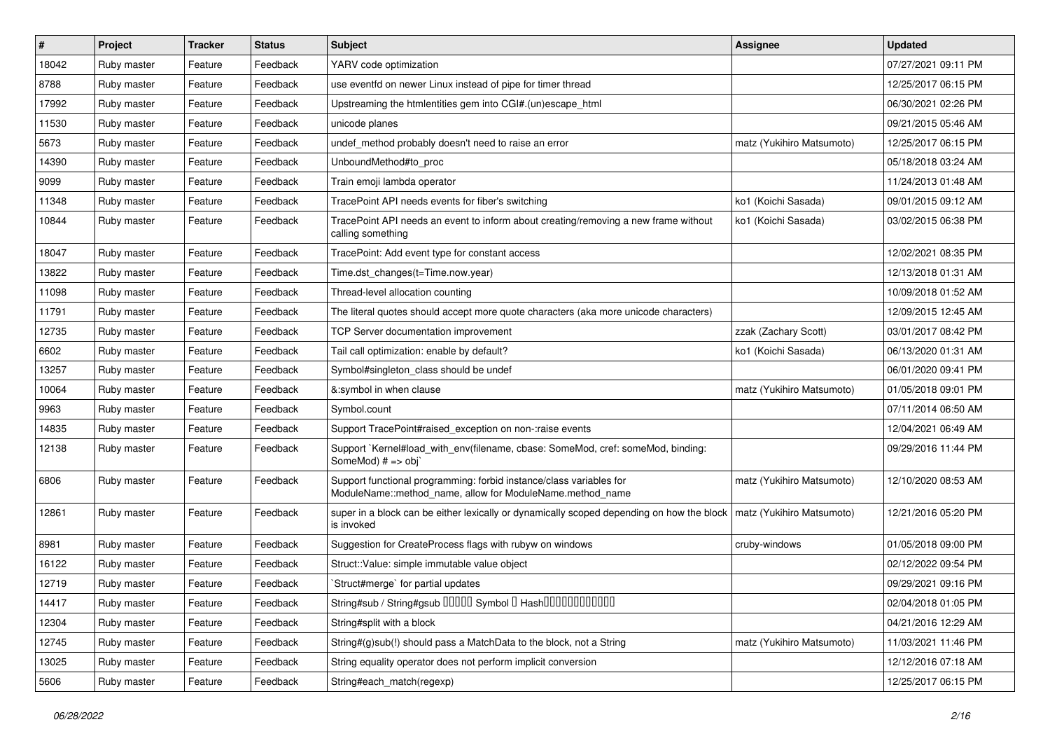| # | Project | Tracker | Status | Subject | Assignee | Updated |
|---|---|---|---|---|---|---|
| 18042 | Ruby master | Feature | Feedback | YARV code optimization | | 07/27/2021 09:11 PM |
| 8788 | Ruby master | Feature | Feedback | use eventfd on newer Linux instead of pipe for timer thread | | 12/25/2017 06:15 PM |
| 17992 | Ruby master | Feature | Feedback | Upstreaming the htmlentities gem into CGI#.(un)escape_html | | 06/30/2021 02:26 PM |
| 11530 | Ruby master | Feature | Feedback | unicode planes | | 09/21/2015 05:46 AM |
| 5673 | Ruby master | Feature | Feedback | undef_method probably doesn't need to raise an error | matz (Yukihiro Matsumoto) | 12/25/2017 06:15 PM |
| 14390 | Ruby master | Feature | Feedback | UnboundMethod#to_proc | | 05/18/2018 03:24 AM |
| 9099 | Ruby master | Feature | Feedback | Train emoji lambda operator | | 11/24/2013 01:48 AM |
| 11348 | Ruby master | Feature | Feedback | TracePoint API needs events for fiber's switching | ko1 (Koichi Sasada) | 09/01/2015 09:12 AM |
| 10844 | Ruby master | Feature | Feedback | TracePoint API needs an event to inform about creating/removing a new frame without calling something | ko1 (Koichi Sasada) | 03/02/2015 06:38 PM |
| 18047 | Ruby master | Feature | Feedback | TracePoint: Add event type for constant access | | 12/02/2021 08:35 PM |
| 13822 | Ruby master | Feature | Feedback | Time.dst_changes(t=Time.now.year) | | 12/13/2018 01:31 AM |
| 11098 | Ruby master | Feature | Feedback | Thread-level allocation counting | | 10/09/2018 01:52 AM |
| 11791 | Ruby master | Feature | Feedback | The literal quotes should accept more quote characters (aka more unicode characters) | | 12/09/2015 12:45 AM |
| 12735 | Ruby master | Feature | Feedback | TCP Server documentation improvement | zzak (Zachary Scott) | 03/01/2017 08:42 PM |
| 6602 | Ruby master | Feature | Feedback | Tail call optimization: enable by default? | ko1 (Koichi Sasada) | 06/13/2020 01:31 AM |
| 13257 | Ruby master | Feature | Feedback | Symbol#singleton_class should be undef | | 06/01/2020 09:41 PM |
| 10064 | Ruby master | Feature | Feedback | &:symbol in when clause | matz (Yukihiro Matsumoto) | 01/05/2018 09:01 PM |
| 9963 | Ruby master | Feature | Feedback | Symbol.count | | 07/11/2014 06:50 AM |
| 14835 | Ruby master | Feature | Feedback | Support TracePoint#raised_exception on non-:raise events | | 12/04/2021 06:49 AM |
| 12138 | Ruby master | Feature | Feedback | Support `Kernel#load_with_env(filename, cbase: SomeMod, cref: someMod, binding: SomeMod) # => obj` | | 09/29/2016 11:44 PM |
| 6806 | Ruby master | Feature | Feedback | Support functional programming: forbid instance/class variables for ModuleName::method_name, allow for ModuleName.method_name | matz (Yukihiro Matsumoto) | 12/10/2020 08:53 AM |
| 12861 | Ruby master | Feature | Feedback | super in a block can be either lexically or dynamically scoped depending on how the block is invoked | matz (Yukihiro Matsumoto) | 12/21/2016 05:20 PM |
| 8981 | Ruby master | Feature | Feedback | Suggestion for CreateProcess flags with rubyw on windows | cruby-windows | 01/05/2018 09:00 PM |
| 16122 | Ruby master | Feature | Feedback | Struct::Value: simple immutable value object | | 02/12/2022 09:54 PM |
| 12719 | Ruby master | Feature | Feedback | `Struct#merge` for partial updates | | 09/29/2021 09:16 PM |
| 14417 | Ruby master | Feature | Feedback | String#sub / String#gsub □□□□□ Symbol □ Hash□□□□□□□□□□□□ | | 02/04/2018 01:05 PM |
| 12304 | Ruby master | Feature | Feedback | String#split with a block | | 04/21/2016 12:29 AM |
| 12745 | Ruby master | Feature | Feedback | String#(g)sub(!) should pass a MatchData to the block, not a String | matz (Yukihiro Matsumoto) | 11/03/2021 11:46 PM |
| 13025 | Ruby master | Feature | Feedback | String equality operator does not perform implicit conversion | | 12/12/2016 07:18 AM |
| 5606 | Ruby master | Feature | Feedback | String#each_match(regexp) | | 12/25/2017 06:15 PM |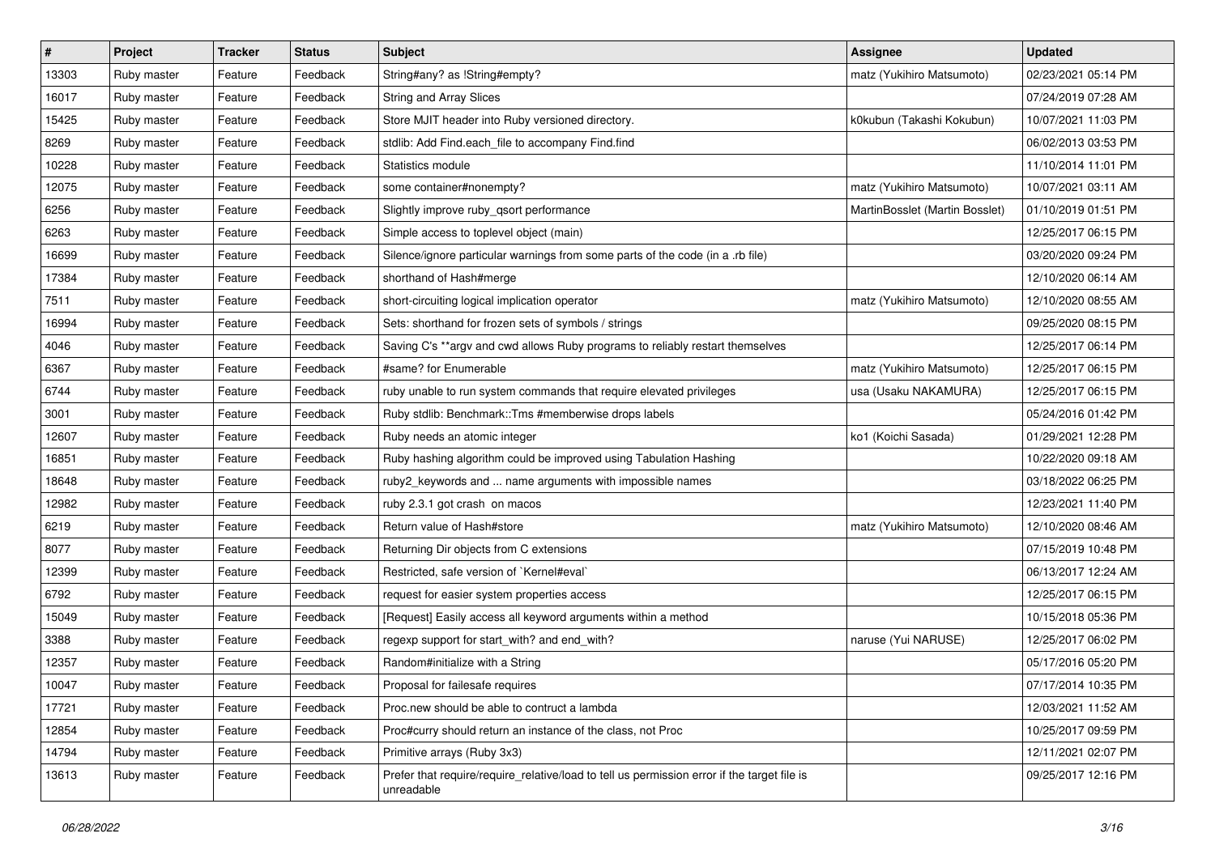| # | Project | Tracker | Status | Subject | Assignee | Updated |
|---|---|---|---|---|---|---|
| 13303 | Ruby master | Feature | Feedback | String#any? as !String#empty? | matz (Yukihiro Matsumoto) | 02/23/2021 05:14 PM |
| 16017 | Ruby master | Feature | Feedback | String and Array Slices | | 07/24/2019 07:28 AM |
| 15425 | Ruby master | Feature | Feedback | Store MJIT header into Ruby versioned directory. | k0kubun (Takashi Kokubun) | 10/07/2021 11:03 PM |
| 8269 | Ruby master | Feature | Feedback | stdlib: Add Find.each_file to accompany Find.find | | 06/02/2013 03:53 PM |
| 10228 | Ruby master | Feature | Feedback | Statistics module | | 11/10/2014 11:01 PM |
| 12075 | Ruby master | Feature | Feedback | some container#nonempty? | matz (Yukihiro Matsumoto) | 10/07/2021 03:11 AM |
| 6256 | Ruby master | Feature | Feedback | Slightly improve ruby_qsort performance | MartinBosslet (Martin Bosslet) | 01/10/2019 01:51 PM |
| 6263 | Ruby master | Feature | Feedback | Simple access to toplevel object (main) | | 12/25/2017 06:15 PM |
| 16699 | Ruby master | Feature | Feedback | Silence/ignore particular warnings from some parts of the code (in a .rb file) | | 03/20/2020 09:24 PM |
| 17384 | Ruby master | Feature | Feedback | shorthand of Hash#merge | | 12/10/2020 06:14 AM |
| 7511 | Ruby master | Feature | Feedback | short-circuiting logical implication operator | matz (Yukihiro Matsumoto) | 12/10/2020 08:55 AM |
| 16994 | Ruby master | Feature | Feedback | Sets: shorthand for frozen sets of symbols / strings | | 09/25/2020 08:15 PM |
| 4046 | Ruby master | Feature | Feedback | Saving C's **argv and cwd allows Ruby programs to reliably restart themselves | | 12/25/2017 06:14 PM |
| 6367 | Ruby master | Feature | Feedback | #same? for Enumerable | matz (Yukihiro Matsumoto) | 12/25/2017 06:15 PM |
| 6744 | Ruby master | Feature | Feedback | ruby unable to run system commands that require elevated privileges | usa (Usaku NAKAMURA) | 12/25/2017 06:15 PM |
| 3001 | Ruby master | Feature | Feedback | Ruby stdlib: Benchmark::Tms #memberwise drops labels | | 05/24/2016 01:42 PM |
| 12607 | Ruby master | Feature | Feedback | Ruby needs an atomic integer | ko1 (Koichi Sasada) | 01/29/2021 12:28 PM |
| 16851 | Ruby master | Feature | Feedback | Ruby hashing algorithm could be improved using Tabulation Hashing | | 10/22/2020 09:18 AM |
| 18648 | Ruby master | Feature | Feedback | ruby2_keywords and ... name arguments with impossible names | | 03/18/2022 06:25 PM |
| 12982 | Ruby master | Feature | Feedback | ruby 2.3.1 got crash on macos | | 12/23/2021 11:40 PM |
| 6219 | Ruby master | Feature | Feedback | Return value of Hash#store | matz (Yukihiro Matsumoto) | 12/10/2020 08:46 AM |
| 8077 | Ruby master | Feature | Feedback | Returning Dir objects from C extensions | | 07/15/2019 10:48 PM |
| 12399 | Ruby master | Feature | Feedback | Restricted, safe version of `Kernel#eval` | | 06/13/2017 12:24 AM |
| 6792 | Ruby master | Feature | Feedback | request for easier system properties access | | 12/25/2017 06:15 PM |
| 15049 | Ruby master | Feature | Feedback | [Request] Easily access all keyword arguments within a method | | 10/15/2018 05:36 PM |
| 3388 | Ruby master | Feature | Feedback | regexp support for start_with? and end_with? | naruse (Yui NARUSE) | 12/25/2017 06:02 PM |
| 12357 | Ruby master | Feature | Feedback | Random#initialize with a String | | 05/17/2016 05:20 PM |
| 10047 | Ruby master | Feature | Feedback | Proposal for failesafe requires | | 07/17/2014 10:35 PM |
| 17721 | Ruby master | Feature | Feedback | Proc.new should be able to contruct a lambda | | 12/03/2021 11:52 AM |
| 12854 | Ruby master | Feature | Feedback | Proc#curry should return an instance of the class, not Proc | | 10/25/2017 09:59 PM |
| 14794 | Ruby master | Feature | Feedback | Primitive arrays (Ruby 3x3) | | 12/11/2021 02:07 PM |
| 13613 | Ruby master | Feature | Feedback | Prefer that require/require_relative/load to tell us permission error if the target file is unreadable | | 09/25/2017 12:16 PM |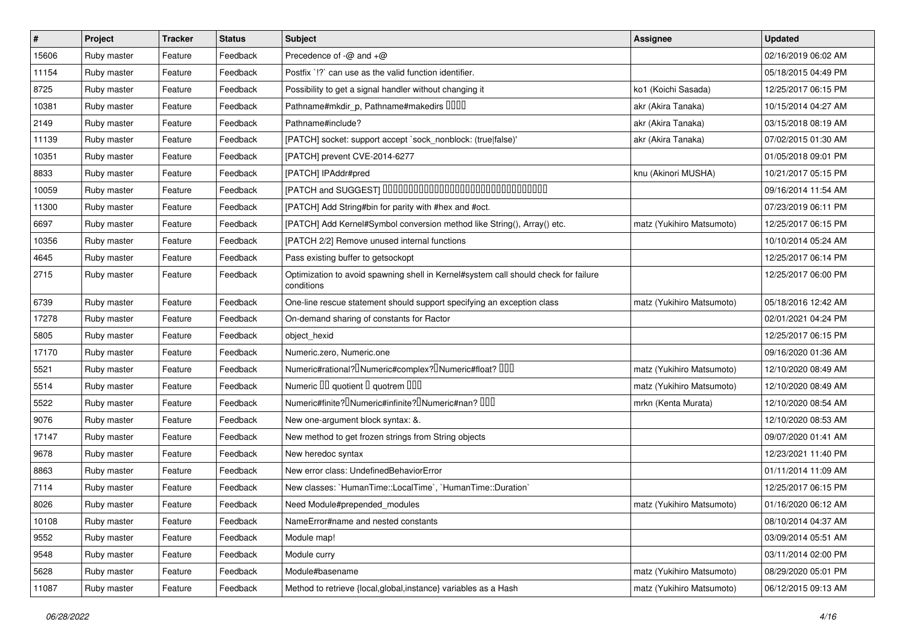| # | Project | Tracker | Status | Subject | Assignee | Updated |
|---|---|---|---|---|---|---|
| 15606 | Ruby master | Feature | Feedback | Precedence of -@ and +@ | | 02/16/2019 06:02 AM |
| 11154 | Ruby master | Feature | Feedback | Postfix `!?` can use as the valid function identifier. | | 05/18/2015 04:49 PM |
| 8725 | Ruby master | Feature | Feedback | Possibility to get a signal handler without changing it | ko1 (Koichi Sasada) | 12/25/2017 06:15 PM |
| 10381 | Ruby master | Feature | Feedback | Pathname#mkdir_p, Pathname#makedirs ���� | akr (Akira Tanaka) | 10/15/2014 04:27 AM |
| 2149 | Ruby master | Feature | Feedback | Pathname#include? | akr (Akira Tanaka) | 03/15/2018 08:19 AM |
| 11139 | Ruby master | Feature | Feedback | [PATCH] socket: support accept `sock_nonblock: (true\|false)' | akr (Akira Tanaka) | 07/02/2015 01:30 AM |
| 10351 | Ruby master | Feature | Feedback | [PATCH] prevent CVE-2014-6277 | | 01/05/2018 09:01 PM |
| 8833 | Ruby master | Feature | Feedback | [PATCH] IPAddr#pred | knu (Akinori MUSHA) | 10/21/2017 05:15 PM |
| 10059 | Ruby master | Feature | Feedback | [PATCH and SUGGEST] ������������������������������������ | | 09/16/2014 11:54 AM |
| 11300 | Ruby master | Feature | Feedback | [PATCH] Add String#bin for parity with #hex and #oct. | | 07/23/2019 06:11 PM |
| 6697 | Ruby master | Feature | Feedback | [PATCH] Add Kernel#Symbol conversion method like String(), Array() etc. | matz (Yukihiro Matsumoto) | 12/25/2017 06:15 PM |
| 10356 | Ruby master | Feature | Feedback | [PATCH 2/2] Remove unused internal functions | | 10/10/2014 05:24 AM |
| 4645 | Ruby master | Feature | Feedback | Pass existing buffer to getsockopt | | 12/25/2017 06:14 PM |
| 2715 | Ruby master | Feature | Feedback | Optimization to avoid spawning shell in Kernel#system call should check for failure conditions | | 12/25/2017 06:00 PM |
| 6739 | Ruby master | Feature | Feedback | One-line rescue statement should support specifying an exception class | matz (Yukihiro Matsumoto) | 05/18/2016 12:42 AM |
| 17278 | Ruby master | Feature | Feedback | On-demand sharing of constants for Ractor | | 02/01/2021 04:24 PM |
| 5805 | Ruby master | Feature | Feedback | object_hexid | | 12/25/2017 06:15 PM |
| 17170 | Ruby master | Feature | Feedback | Numeric.zero, Numeric.one | | 09/16/2020 01:36 AM |
| 5521 | Ruby master | Feature | Feedback | Numeric#rational?�Numeric#complex?�Numeric#float? ��� | matz (Yukihiro Matsumoto) | 12/10/2020 08:49 AM |
| 5514 | Ruby master | Feature | Feedback | Numeric �� quotient � quotrem ��� | matz (Yukihiro Matsumoto) | 12/10/2020 08:49 AM |
| 5522 | Ruby master | Feature | Feedback | Numeric#finite?�Numeric#infinite?�Numeric#nan? ��� | mrkn (Kenta Murata) | 12/10/2020 08:54 AM |
| 9076 | Ruby master | Feature | Feedback | New one-argument block syntax: &. | | 12/10/2020 08:53 AM |
| 17147 | Ruby master | Feature | Feedback | New method to get frozen strings from String objects | | 09/07/2020 01:41 AM |
| 9678 | Ruby master | Feature | Feedback | New heredoc syntax | | 12/23/2021 11:40 PM |
| 8863 | Ruby master | Feature | Feedback | New error class: UndefinedBehaviorError | | 01/11/2014 11:09 AM |
| 7114 | Ruby master | Feature | Feedback | New classes: `HumanTime::LocalTime`, `HumanTime::Duration` | | 12/25/2017 06:15 PM |
| 8026 | Ruby master | Feature | Feedback | Need Module#prepended_modules | matz (Yukihiro Matsumoto) | 01/16/2020 06:12 AM |
| 10108 | Ruby master | Feature | Feedback | NameError#name and nested constants | | 08/10/2014 04:37 AM |
| 9552 | Ruby master | Feature | Feedback | Module map! | | 03/09/2014 05:51 AM |
| 9548 | Ruby master | Feature | Feedback | Module curry | | 03/11/2014 02:00 PM |
| 5628 | Ruby master | Feature | Feedback | Module#basename | matz (Yukihiro Matsumoto) | 08/29/2020 05:01 PM |
| 11087 | Ruby master | Feature | Feedback | Method to retrieve {local,global,instance} variables as a Hash | matz (Yukihiro Matsumoto) | 06/12/2015 09:13 AM |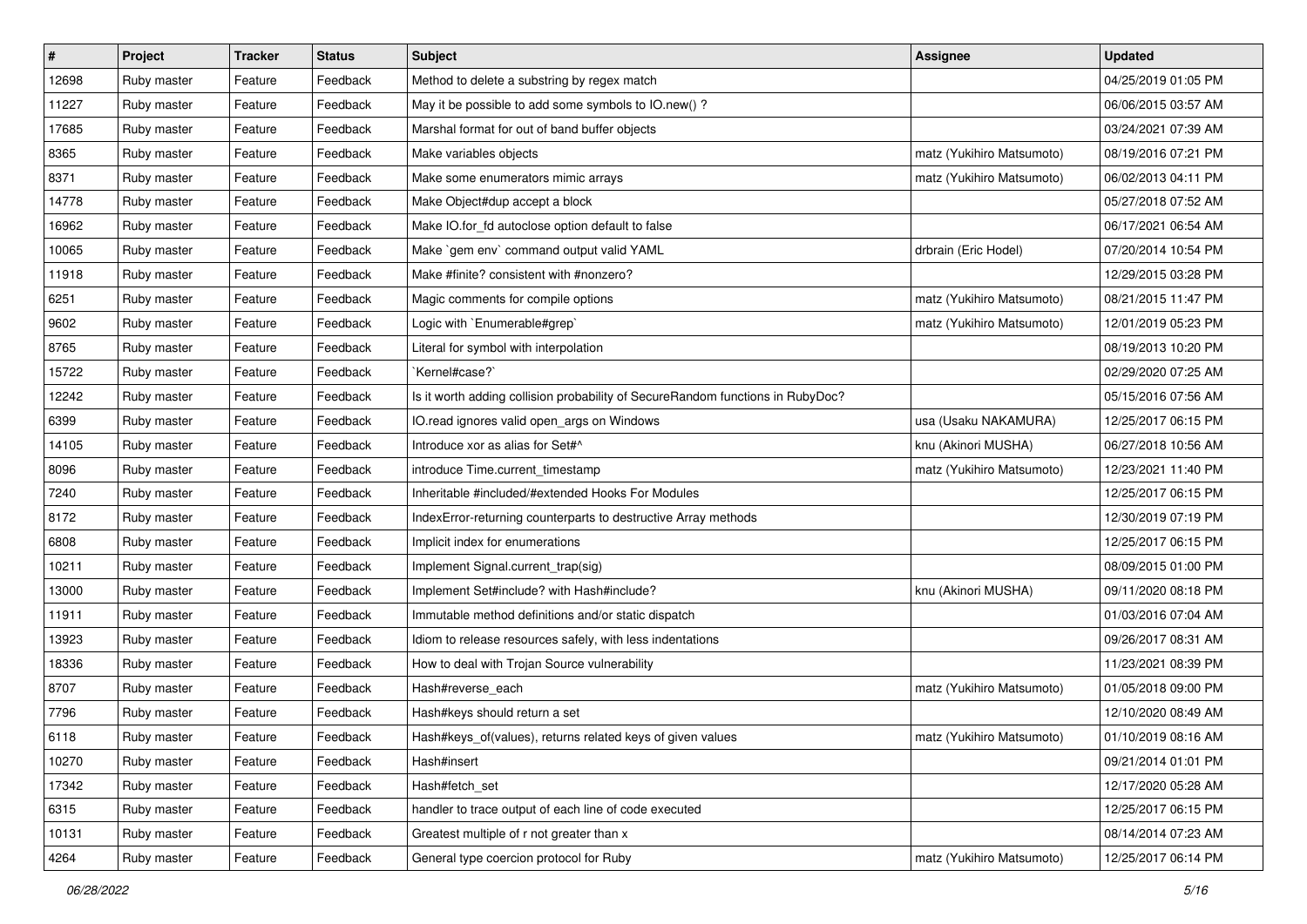| # | Project | Tracker | Status | Subject | Assignee | Updated |
| --- | --- | --- | --- | --- | --- | --- |
| 12698 | Ruby master | Feature | Feedback | Method to delete a substring by regex match | | 04/25/2019 01:05 PM |
| 11227 | Ruby master | Feature | Feedback | May it be possible to add some symbols to IO.new() ? | | 06/06/2015 03:57 AM |
| 17685 | Ruby master | Feature | Feedback | Marshal format for out of band buffer objects | | 03/24/2021 07:39 AM |
| 8365 | Ruby master | Feature | Feedback | Make variables objects | matz (Yukihiro Matsumoto) | 08/19/2016 07:21 PM |
| 8371 | Ruby master | Feature | Feedback | Make some enumerators mimic arrays | matz (Yukihiro Matsumoto) | 06/02/2013 04:11 PM |
| 14778 | Ruby master | Feature | Feedback | Make Object#dup accept a block | | 05/27/2018 07:52 AM |
| 16962 | Ruby master | Feature | Feedback | Make IO.for_fd autoclose option default to false | | 06/17/2021 06:54 AM |
| 10065 | Ruby master | Feature | Feedback | Make `gem env` command output valid YAML | drbrain (Eric Hodel) | 07/20/2014 10:54 PM |
| 11918 | Ruby master | Feature | Feedback | Make #finite? consistent with #nonzero? | | 12/29/2015 03:28 PM |
| 6251 | Ruby master | Feature | Feedback | Magic comments for compile options | matz (Yukihiro Matsumoto) | 08/21/2015 11:47 PM |
| 9602 | Ruby master | Feature | Feedback | Logic with `Enumerable#grep` | matz (Yukihiro Matsumoto) | 12/01/2019 05:23 PM |
| 8765 | Ruby master | Feature | Feedback | Literal for symbol with interpolation | | 08/19/2013 10:20 PM |
| 15722 | Ruby master | Feature | Feedback | `Kernel#case?` | | 02/29/2020 07:25 AM |
| 12242 | Ruby master | Feature | Feedback | Is it worth adding collision probability of SecureRandom functions in RubyDoc? | | 05/15/2016 07:56 AM |
| 6399 | Ruby master | Feature | Feedback | IO.read ignores valid open_args on Windows | usa (Usaku NAKAMURA) | 12/25/2017 06:15 PM |
| 14105 | Ruby master | Feature | Feedback | Introduce xor as alias for Set#^ | knu (Akinori MUSHA) | 06/27/2018 10:56 AM |
| 8096 | Ruby master | Feature | Feedback | introduce Time.current_timestamp | matz (Yukihiro Matsumoto) | 12/23/2021 11:40 PM |
| 7240 | Ruby master | Feature | Feedback | Inheritable #included/#extended Hooks For Modules | | 12/25/2017 06:15 PM |
| 8172 | Ruby master | Feature | Feedback | IndexError-returning counterparts to destructive Array methods | | 12/30/2019 07:19 PM |
| 6808 | Ruby master | Feature | Feedback | Implicit index for enumerations | | 12/25/2017 06:15 PM |
| 10211 | Ruby master | Feature | Feedback | Implement Signal.current_trap(sig) | | 08/09/2015 01:00 PM |
| 13000 | Ruby master | Feature | Feedback | Implement Set#include? with Hash#include? | knu (Akinori MUSHA) | 09/11/2020 08:18 PM |
| 11911 | Ruby master | Feature | Feedback | Immutable method definitions and/or static dispatch | | 01/03/2016 07:04 AM |
| 13923 | Ruby master | Feature | Feedback | Idiom to release resources safely, with less indentations | | 09/26/2017 08:31 AM |
| 18336 | Ruby master | Feature | Feedback | How to deal with Trojan Source vulnerability | | 11/23/2021 08:39 PM |
| 8707 | Ruby master | Feature | Feedback | Hash#reverse_each | matz (Yukihiro Matsumoto) | 01/05/2018 09:00 PM |
| 7796 | Ruby master | Feature | Feedback | Hash#keys should return a set | | 12/10/2020 08:49 AM |
| 6118 | Ruby master | Feature | Feedback | Hash#keys_of(values), returns related keys of given values | matz (Yukihiro Matsumoto) | 01/10/2019 08:16 AM |
| 10270 | Ruby master | Feature | Feedback | Hash#insert | | 09/21/2014 01:01 PM |
| 17342 | Ruby master | Feature | Feedback | Hash#fetch_set | | 12/17/2020 05:28 AM |
| 6315 | Ruby master | Feature | Feedback | handler to trace output of each line of code executed | | 12/25/2017 06:15 PM |
| 10131 | Ruby master | Feature | Feedback | Greatest multiple of r not greater than x | | 08/14/2014 07:23 AM |
| 4264 | Ruby master | Feature | Feedback | General type coercion protocol for Ruby | matz (Yukihiro Matsumoto) | 12/25/2017 06:14 PM |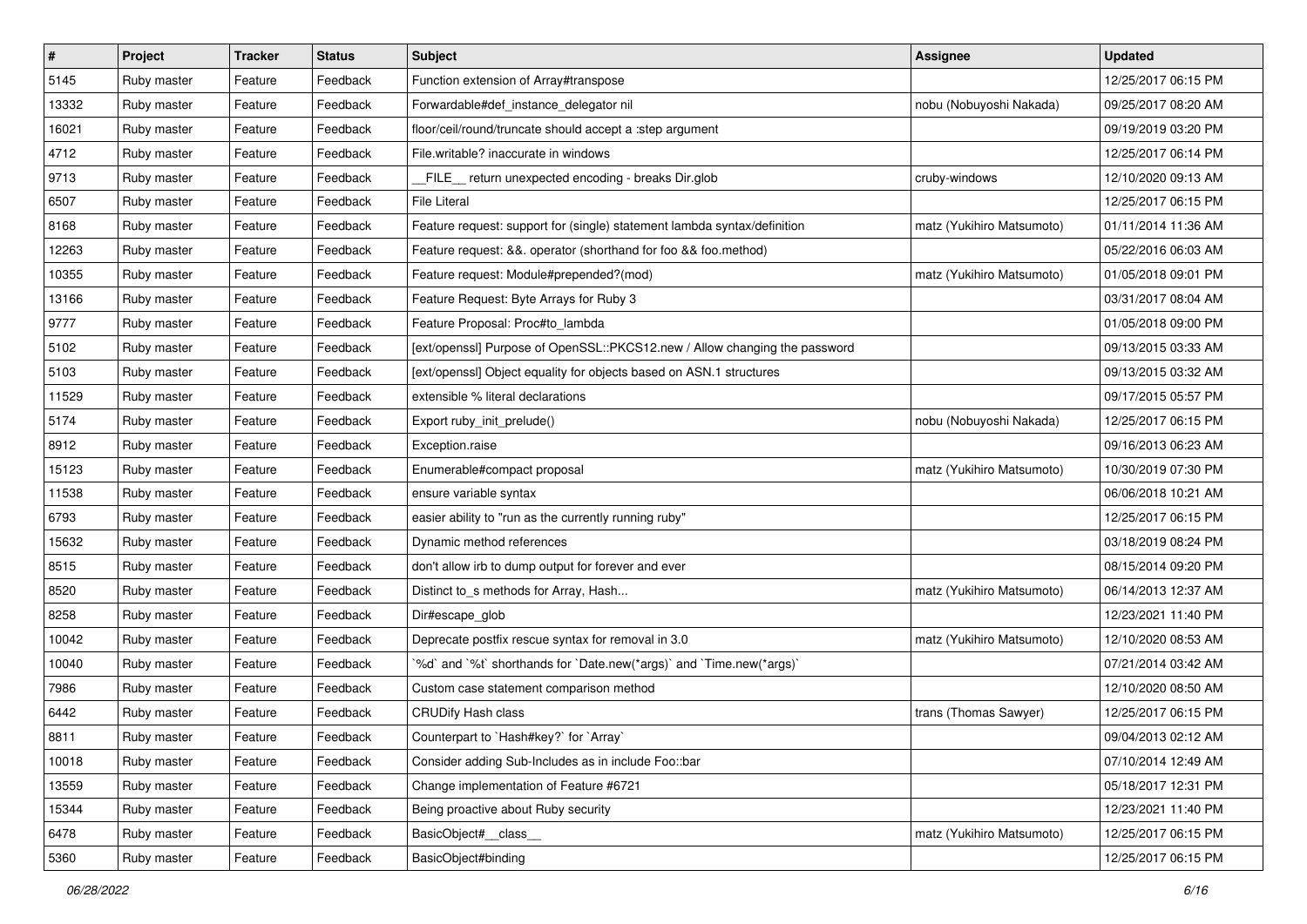| # | Project | Tracker | Status | Subject | Assignee | Updated |
|---|---|---|---|---|---|---|
| 5145 | Ruby master | Feature | Feedback | Function extension of Array#transpose | | 12/25/2017 06:15 PM |
| 13332 | Ruby master | Feature | Feedback | Forwardable#def_instance_delegator nil | nobu (Nobuyoshi Nakada) | 09/25/2017 08:20 AM |
| 16021 | Ruby master | Feature | Feedback | floor/ceil/round/truncate should accept a :step argument | | 09/19/2019 03:20 PM |
| 4712 | Ruby master | Feature | Feedback | File.writable? inaccurate in windows | | 12/25/2017 06:14 PM |
| 9713 | Ruby master | Feature | Feedback | __FILE__ return unexpected encoding - breaks Dir.glob | cruby-windows | 12/10/2020 09:13 AM |
| 6507 | Ruby master | Feature | Feedback | File Literal | | 12/25/2017 06:15 PM |
| 8168 | Ruby master | Feature | Feedback | Feature request: support for (single) statement lambda syntax/definition | matz (Yukihiro Matsumoto) | 01/11/2014 11:36 AM |
| 12263 | Ruby master | Feature | Feedback | Feature request: &&. operator (shorthand for foo && foo.method) | | 05/22/2016 06:03 AM |
| 10355 | Ruby master | Feature | Feedback | Feature request: Module#prepended?(mod) | matz (Yukihiro Matsumoto) | 01/05/2018 09:01 PM |
| 13166 | Ruby master | Feature | Feedback | Feature Request: Byte Arrays for Ruby 3 | | 03/31/2017 08:04 AM |
| 9777 | Ruby master | Feature | Feedback | Feature Proposal: Proc#to_lambda | | 01/05/2018 09:00 PM |
| 5102 | Ruby master | Feature | Feedback | [ext/openssl] Purpose of OpenSSL::PKCS12.new / Allow changing the password | | 09/13/2015 03:33 AM |
| 5103 | Ruby master | Feature | Feedback | [ext/openssl] Object equality for objects based on ASN.1 structures | | 09/13/2015 03:32 AM |
| 11529 | Ruby master | Feature | Feedback | extensible % literal declarations | | 09/17/2015 05:57 PM |
| 5174 | Ruby master | Feature | Feedback | Export ruby_init_prelude() | nobu (Nobuyoshi Nakada) | 12/25/2017 06:15 PM |
| 8912 | Ruby master | Feature | Feedback | Exception.raise | | 09/16/2013 06:23 AM |
| 15123 | Ruby master | Feature | Feedback | Enumerable#compact proposal | matz (Yukihiro Matsumoto) | 10/30/2019 07:30 PM |
| 11538 | Ruby master | Feature | Feedback | ensure variable syntax | | 06/06/2018 10:21 AM |
| 6793 | Ruby master | Feature | Feedback | easier ability to "run as the currently running ruby" | | 12/25/2017 06:15 PM |
| 15632 | Ruby master | Feature | Feedback | Dynamic method references | | 03/18/2019 08:24 PM |
| 8515 | Ruby master | Feature | Feedback | don't allow irb to dump output for forever and ever | | 08/15/2014 09:20 PM |
| 8520 | Ruby master | Feature | Feedback | Distinct to_s methods for Array, Hash... | matz (Yukihiro Matsumoto) | 06/14/2013 12:37 AM |
| 8258 | Ruby master | Feature | Feedback | Dir#escape_glob | | 12/23/2021 11:40 PM |
| 10042 | Ruby master | Feature | Feedback | Deprecate postfix rescue syntax for removal in 3.0 | matz (Yukihiro Matsumoto) | 12/10/2020 08:53 AM |
| 10040 | Ruby master | Feature | Feedback | `%d` and `%t` shorthands for `Date.new(*args)` and `Time.new(*args)` | | 07/21/2014 03:42 AM |
| 7986 | Ruby master | Feature | Feedback | Custom case statement comparison method | | 12/10/2020 08:50 AM |
| 6442 | Ruby master | Feature | Feedback | CRUDify Hash class | trans (Thomas Sawyer) | 12/25/2017 06:15 PM |
| 8811 | Ruby master | Feature | Feedback | Counterpart to `Hash#key?` for `Array` | | 09/04/2013 02:12 AM |
| 10018 | Ruby master | Feature | Feedback | Consider adding Sub-Includes as in include Foo::bar | | 07/10/2014 12:49 AM |
| 13559 | Ruby master | Feature | Feedback | Change implementation of Feature #6721 | | 05/18/2017 12:31 PM |
| 15344 | Ruby master | Feature | Feedback | Being proactive about Ruby security | | 12/23/2021 11:40 PM |
| 6478 | Ruby master | Feature | Feedback | BasicObject#__class__ | matz (Yukihiro Matsumoto) | 12/25/2017 06:15 PM |
| 5360 | Ruby master | Feature | Feedback | BasicObject#binding | | 12/25/2017 06:15 PM |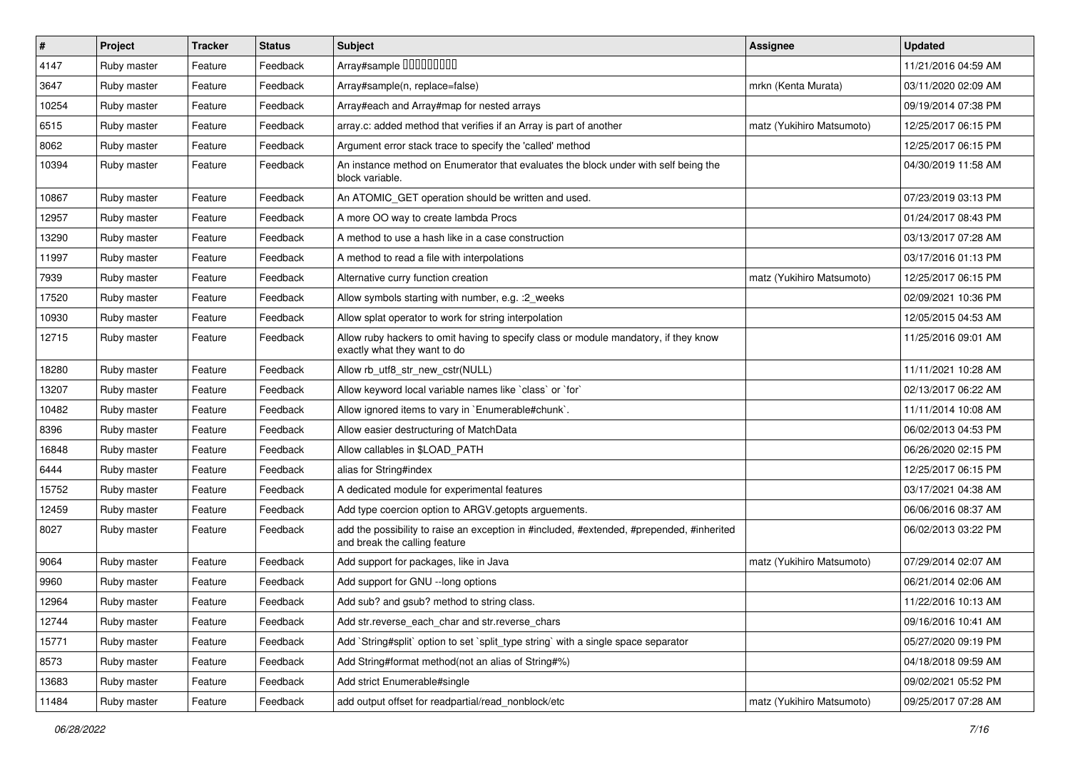| # | Project | Tracker | Status | Subject | Assignee | Updated |
|---|---|---|---|---|---|---|
| 4147 | Ruby master | Feature | Feedback | Array#sample □□□□□□□□□ | | 11/21/2016 04:59 AM |
| 3647 | Ruby master | Feature | Feedback | Array#sample(n, replace=false) | mrkn (Kenta Murata) | 03/11/2020 02:09 AM |
| 10254 | Ruby master | Feature | Feedback | Array#each and Array#map for nested arrays | | 09/19/2014 07:38 PM |
| 6515 | Ruby master | Feature | Feedback | array.c: added method that verifies if an Array is part of another | matz (Yukihiro Matsumoto) | 12/25/2017 06:15 PM |
| 8062 | Ruby master | Feature | Feedback | Argument error stack trace to specify the 'called' method | | 12/25/2017 06:15 PM |
| 10394 | Ruby master | Feature | Feedback | An instance method on Enumerator that evaluates the block under with self being the block variable. | | 04/30/2019 11:58 AM |
| 10867 | Ruby master | Feature | Feedback | An ATOMIC_GET operation should be written and used. | | 07/23/2019 03:13 PM |
| 12957 | Ruby master | Feature | Feedback | A more OO way to create lambda Procs | | 01/24/2017 08:43 PM |
| 13290 | Ruby master | Feature | Feedback | A method to use a hash like in a case construction | | 03/13/2017 07:28 AM |
| 11997 | Ruby master | Feature | Feedback | A method to read a file with interpolations | | 03/17/2016 01:13 PM |
| 7939 | Ruby master | Feature | Feedback | Alternative curry function creation | matz (Yukihiro Matsumoto) | 12/25/2017 06:15 PM |
| 17520 | Ruby master | Feature | Feedback | Allow symbols starting with number, e.g. :2_weeks | | 02/09/2021 10:36 PM |
| 10930 | Ruby master | Feature | Feedback | Allow splat operator to work for string interpolation | | 12/05/2015 04:53 AM |
| 12715 | Ruby master | Feature | Feedback | Allow ruby hackers to omit having to specify class or module mandatory, if they know exactly what they want to do | | 11/25/2016 09:01 AM |
| 18280 | Ruby master | Feature | Feedback | Allow rb_utf8_str_new_cstr(NULL) | | 11/11/2021 10:28 AM |
| 13207 | Ruby master | Feature | Feedback | Allow keyword local variable names like `class` or `for` | | 02/13/2017 06:22 AM |
| 10482 | Ruby master | Feature | Feedback | Allow ignored items to vary in `Enumerable#chunk`. | | 11/11/2014 10:08 AM |
| 8396 | Ruby master | Feature | Feedback | Allow easier destructuring of MatchData | | 06/02/2013 04:53 PM |
| 16848 | Ruby master | Feature | Feedback | Allow callables in $LOAD_PATH | | 06/26/2020 02:15 PM |
| 6444 | Ruby master | Feature | Feedback | alias for String#index | | 12/25/2017 06:15 PM |
| 15752 | Ruby master | Feature | Feedback | A dedicated module for experimental features | | 03/17/2021 04:38 AM |
| 12459 | Ruby master | Feature | Feedback | Add type coercion option to ARGV.getopts arguements. | | 06/06/2016 08:37 AM |
| 8027 | Ruby master | Feature | Feedback | add the possibility to raise an exception in #included, #extended, #prepended, #inherited and break the calling feature | | 06/02/2013 03:22 PM |
| 9064 | Ruby master | Feature | Feedback | Add support for packages, like in Java | matz (Yukihiro Matsumoto) | 07/29/2014 02:07 AM |
| 9960 | Ruby master | Feature | Feedback | Add support for GNU --long options | | 06/21/2014 02:06 AM |
| 12964 | Ruby master | Feature | Feedback | Add sub? and gsub? method to string class. | | 11/22/2016 10:13 AM |
| 12744 | Ruby master | Feature | Feedback | Add str.reverse_each_char and str.reverse_chars | | 09/16/2016 10:41 AM |
| 15771 | Ruby master | Feature | Feedback | Add `String#split` option to set `split_type string` with a single space separator | | 05/27/2020 09:19 PM |
| 8573 | Ruby master | Feature | Feedback | Add String#format method(not an alias of String#%) | | 04/18/2018 09:59 AM |
| 13683 | Ruby master | Feature | Feedback | Add strict Enumerable#single | | 09/02/2021 05:52 PM |
| 11484 | Ruby master | Feature | Feedback | add output offset for readpartial/read_nonblock/etc | matz (Yukihiro Matsumoto) | 09/25/2017 07:28 AM |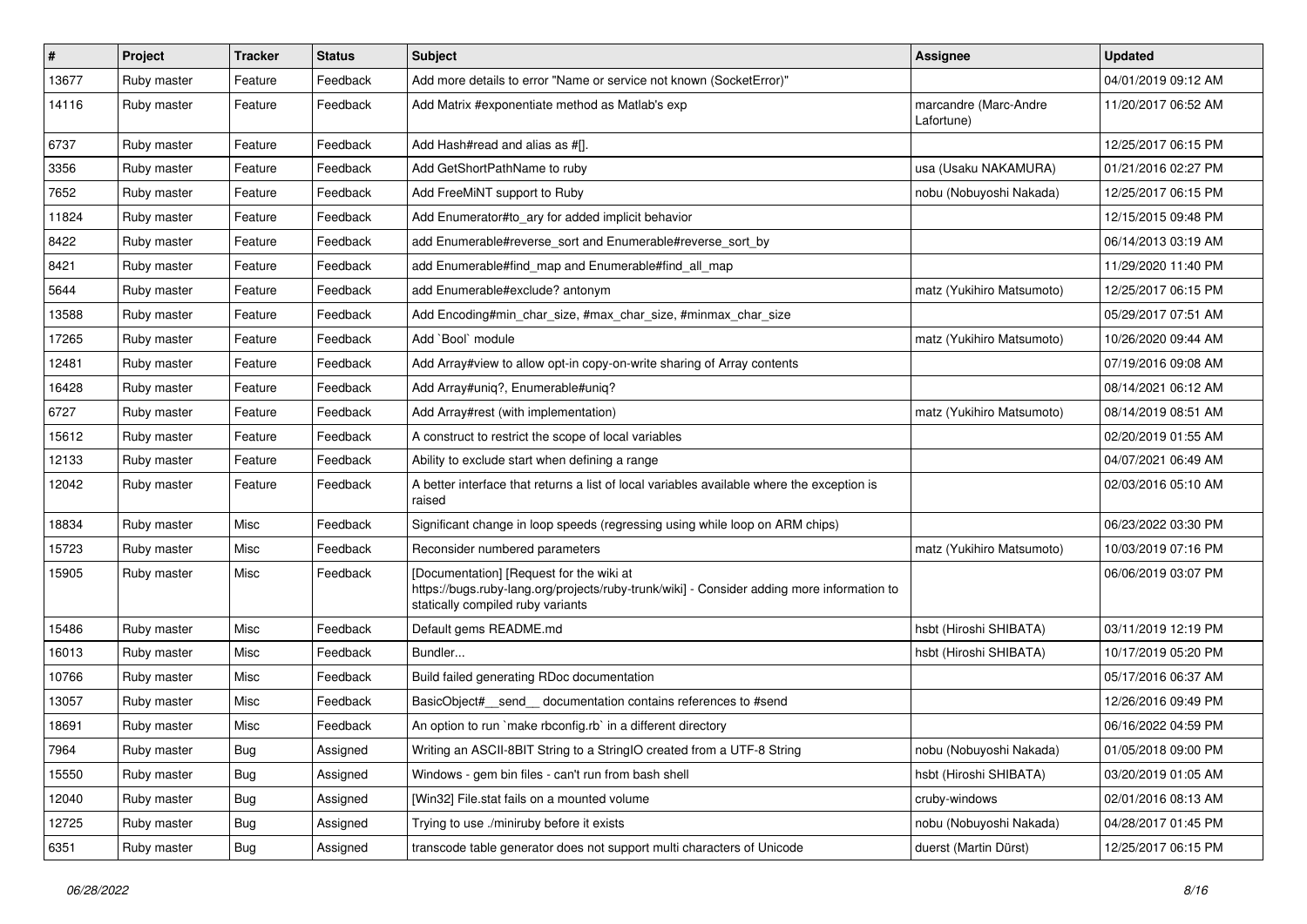| # | Project | Tracker | Status | Subject | Assignee | Updated |
| --- | --- | --- | --- | --- | --- | --- |
| 13677 | Ruby master | Feature | Feedback | Add more details to error "Name or service not known (SocketError)" | | 04/01/2019 09:12 AM |
| 14116 | Ruby master | Feature | Feedback | Add Matrix #exponentiate method as Matlab's exp | marcandre (Marc-Andre Lafortune) | 11/20/2017 06:52 AM |
| 6737 | Ruby master | Feature | Feedback | Add Hash#read and alias as #[]. | | 12/25/2017 06:15 PM |
| 3356 | Ruby master | Feature | Feedback | Add GetShortPathName to ruby | usa (Usaku NAKAMURA) | 01/21/2016 02:27 PM |
| 7652 | Ruby master | Feature | Feedback | Add FreeMiNT support to Ruby | nobu (Nobuyoshi Nakada) | 12/25/2017 06:15 PM |
| 11824 | Ruby master | Feature | Feedback | Add Enumerator#to_ary for added implicit behavior | | 12/15/2015 09:48 PM |
| 8422 | Ruby master | Feature | Feedback | add Enumerable#reverse_sort and Enumerable#reverse_sort_by | | 06/14/2013 03:19 AM |
| 8421 | Ruby master | Feature | Feedback | add Enumerable#find_map and Enumerable#find_all_map | | 11/29/2020 11:40 PM |
| 5644 | Ruby master | Feature | Feedback | add Enumerable#exclude? antonym | matz (Yukihiro Matsumoto) | 12/25/2017 06:15 PM |
| 13588 | Ruby master | Feature | Feedback | Add Encoding#min_char_size, #max_char_size, #minmax_char_size | | 05/29/2017 07:51 AM |
| 17265 | Ruby master | Feature | Feedback | Add `Bool` module | matz (Yukihiro Matsumoto) | 10/26/2020 09:44 AM |
| 12481 | Ruby master | Feature | Feedback | Add Array#view to allow opt-in copy-on-write sharing of Array contents | | 07/19/2016 09:08 AM |
| 16428 | Ruby master | Feature | Feedback | Add Array#uniq?, Enumerable#uniq? | | 08/14/2021 06:12 AM |
| 6727 | Ruby master | Feature | Feedback | Add Array#rest (with implementation) | matz (Yukihiro Matsumoto) | 08/14/2019 08:51 AM |
| 15612 | Ruby master | Feature | Feedback | A construct to restrict the scope of local variables | | 02/20/2019 01:55 AM |
| 12133 | Ruby master | Feature | Feedback | Ability to exclude start when defining a range | | 04/07/2021 06:49 AM |
| 12042 | Ruby master | Feature | Feedback | A better interface that returns a list of local variables available where the exception is raised | | 02/03/2016 05:10 AM |
| 18834 | Ruby master | Misc | Feedback | Significant change in loop speeds (regressing using while loop on ARM chips) | | 06/23/2022 03:30 PM |
| 15723 | Ruby master | Misc | Feedback | Reconsider numbered parameters | matz (Yukihiro Matsumoto) | 10/03/2019 07:16 PM |
| 15905 | Ruby master | Misc | Feedback | [Documentation] [Request for the wiki at https://bugs.ruby-lang.org/projects/ruby-trunk/wiki] - Consider adding more information to statically compiled ruby variants | | 06/06/2019 03:07 PM |
| 15486 | Ruby master | Misc | Feedback | Default gems README.md | hsbt (Hiroshi SHIBATA) | 03/11/2019 12:19 PM |
| 16013 | Ruby master | Misc | Feedback | Bundler... | hsbt (Hiroshi SHIBATA) | 10/17/2019 05:20 PM |
| 10766 | Ruby master | Misc | Feedback | Build failed generating RDoc documentation | | 05/17/2016 06:37 AM |
| 13057 | Ruby master | Misc | Feedback | BasicObject#__send__ documentation contains references to #send | | 12/26/2016 09:49 PM |
| 18691 | Ruby master | Misc | Feedback | An option to run `make rbconfig.rb` in a different directory | | 06/16/2022 04:59 PM |
| 7964 | Ruby master | Bug | Assigned | Writing an ASCII-8BIT String to a StringIO created from a UTF-8 String | nobu (Nobuyoshi Nakada) | 01/05/2018 09:00 PM |
| 15550 | Ruby master | Bug | Assigned | Windows - gem bin files - can't run from bash shell | hsbt (Hiroshi SHIBATA) | 03/20/2019 01:05 AM |
| 12040 | Ruby master | Bug | Assigned | [Win32] File.stat fails on a mounted volume | cruby-windows | 02/01/2016 08:13 AM |
| 12725 | Ruby master | Bug | Assigned | Trying to use ./miniruby before it exists | nobu (Nobuyoshi Nakada) | 04/28/2017 01:45 PM |
| 6351 | Ruby master | Bug | Assigned | transcode table generator does not support multi characters of Unicode | duerst (Martin Dürst) | 12/25/2017 06:15 PM |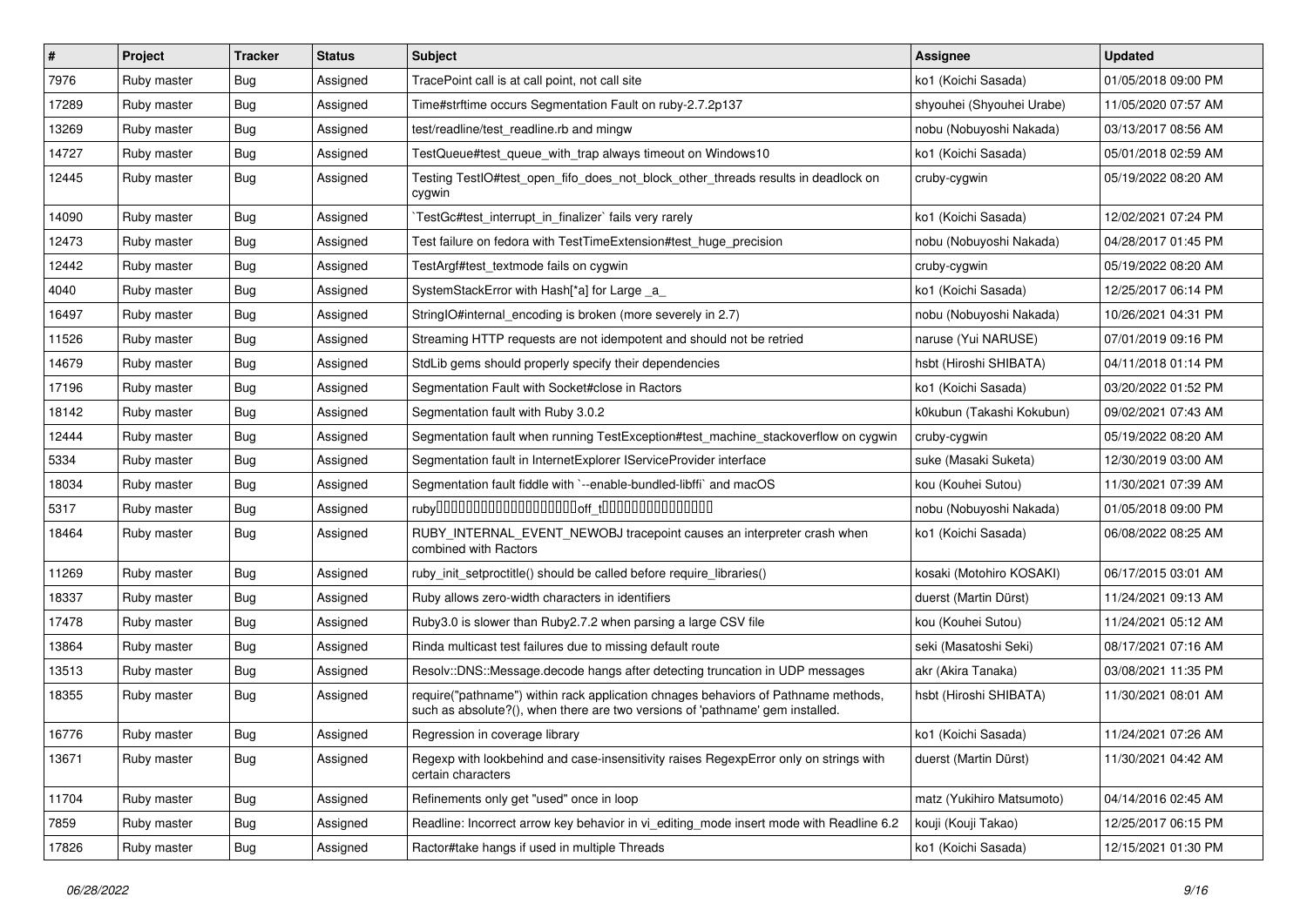| # | Project | Tracker | Status | Subject | Assignee | Updated |
|---|---|---|---|---|---|---|
| 7976 | Ruby master | Bug | Assigned | TracePoint call is at call point, not call site | ko1 (Koichi Sasada) | 01/05/2018 09:00 PM |
| 17289 | Ruby master | Bug | Assigned | Time#strftime occurs Segmentation Fault on ruby-2.7.2p137 | shyouhei (Shyouhei Urabe) | 11/05/2020 07:57 AM |
| 13269 | Ruby master | Bug | Assigned | test/readline/test_readline.rb and mingw | nobu (Nobuyoshi Nakada) | 03/13/2017 08:56 AM |
| 14727 | Ruby master | Bug | Assigned | TestQueue#test_queue_with_trap always timeout on Windows10 | ko1 (Koichi Sasada) | 05/01/2018 02:59 AM |
| 12445 | Ruby master | Bug | Assigned | Testing TestIO#test_open_fifo_does_not_block_other_threads results in deadlock on cygwin | cruby-cygwin | 05/19/2022 08:20 AM |
| 14090 | Ruby master | Bug | Assigned | `TestGc#test_interrupt_in_finalizer` fails very rarely | ko1 (Koichi Sasada) | 12/02/2021 07:24 PM |
| 12473 | Ruby master | Bug | Assigned | Test failure on fedora with TestTimeExtension#test_huge_precision | nobu (Nobuyoshi Nakada) | 04/28/2017 01:45 PM |
| 12442 | Ruby master | Bug | Assigned | TestArgf#test_textmode fails on cygwin | cruby-cygwin | 05/19/2022 08:20 AM |
| 4040 | Ruby master | Bug | Assigned | SystemStackError with Hash[*a] for Large _a_ | ko1 (Koichi Sasada) | 12/25/2017 06:14 PM |
| 16497 | Ruby master | Bug | Assigned | StringIO#internal_encoding is broken (more severely in 2.7) | nobu (Nobuyoshi Nakada) | 10/26/2021 04:31 PM |
| 11526 | Ruby master | Bug | Assigned | Streaming HTTP requests are not idempotent and should not be retried | naruse (Yui NARUSE) | 07/01/2019 09:16 PM |
| 14679 | Ruby master | Bug | Assigned | StdLib gems should properly specify their dependencies | hsbt (Hiroshi SHIBATA) | 04/11/2018 01:14 PM |
| 17196 | Ruby master | Bug | Assigned | Segmentation Fault with Socket#close in Ractors | ko1 (Koichi Sasada) | 03/20/2022 01:52 PM |
| 18142 | Ruby master | Bug | Assigned | Segmentation fault with Ruby 3.0.2 | k0kubun (Takashi Kokubun) | 09/02/2021 07:43 AM |
| 12444 | Ruby master | Bug | Assigned | Segmentation fault when running TestException#test_machine_stackoverflow on cygwin | cruby-cygwin | 05/19/2022 08:20 AM |
| 5334 | Ruby master | Bug | Assigned | Segmentation fault in InternetExplorer IServiceProvider interface | suke (Masaki Suketa) | 12/30/2019 03:00 AM |
| 18034 | Ruby master | Bug | Assigned | Segmentation fault fiddle with `--enable-bundled-libffi` and macOS | kou (Kouhei Sutou) | 11/30/2021 07:39 AM |
| 5317 | Ruby master | Bug | Assigned | ruby�������������������off_t��������������� | nobu (Nobuyoshi Nakada) | 01/05/2018 09:00 PM |
| 18464 | Ruby master | Bug | Assigned | RUBY_INTERNAL_EVENT_NEWOBJ tracepoint causes an interpreter crash when combined with Ractors | ko1 (Koichi Sasada) | 06/08/2022 08:25 AM |
| 11269 | Ruby master | Bug | Assigned | ruby_init_setproctitle() should be called before require_libraries() | kosaki (Motohiro KOSAKI) | 06/17/2015 03:01 AM |
| 18337 | Ruby master | Bug | Assigned | Ruby allows zero-width characters in identifiers | duerst (Martin Dürst) | 11/24/2021 09:13 AM |
| 17478 | Ruby master | Bug | Assigned | Ruby3.0 is slower than Ruby2.7.2 when parsing a large CSV file | kou (Kouhei Sutou) | 11/24/2021 05:12 AM |
| 13864 | Ruby master | Bug | Assigned | Rinda multicast test failures due to missing default route | seki (Masatoshi Seki) | 08/17/2021 07:16 AM |
| 13513 | Ruby master | Bug | Assigned | Resolv::DNS::Message.decode hangs after detecting truncation in UDP messages | akr (Akira Tanaka) | 03/08/2021 11:35 PM |
| 18355 | Ruby master | Bug | Assigned | require("pathname") within rack application chnages behaviors of Pathname methods, such as absolute?(), when there are two versions of 'pathname' gem installed. | hsbt (Hiroshi SHIBATA) | 11/30/2021 08:01 AM |
| 16776 | Ruby master | Bug | Assigned | Regression in coverage library | ko1 (Koichi Sasada) | 11/24/2021 07:26 AM |
| 13671 | Ruby master | Bug | Assigned | Regexp with lookbehind and case-insensitivity raises RegexpError only on strings with certain characters | duerst (Martin Dürst) | 11/30/2021 04:42 AM |
| 11704 | Ruby master | Bug | Assigned | Refinements only get "used" once in loop | matz (Yukihiro Matsumoto) | 04/14/2016 02:45 AM |
| 7859 | Ruby master | Bug | Assigned | Readline: Incorrect arrow key behavior in vi_editing_mode insert mode with Readline 6.2 | kouji (Kouji Takao) | 12/25/2017 06:15 PM |
| 17826 | Ruby master | Bug | Assigned | Ractor#take hangs if used in multiple Threads | ko1 (Koichi Sasada) | 12/15/2021 01:30 PM |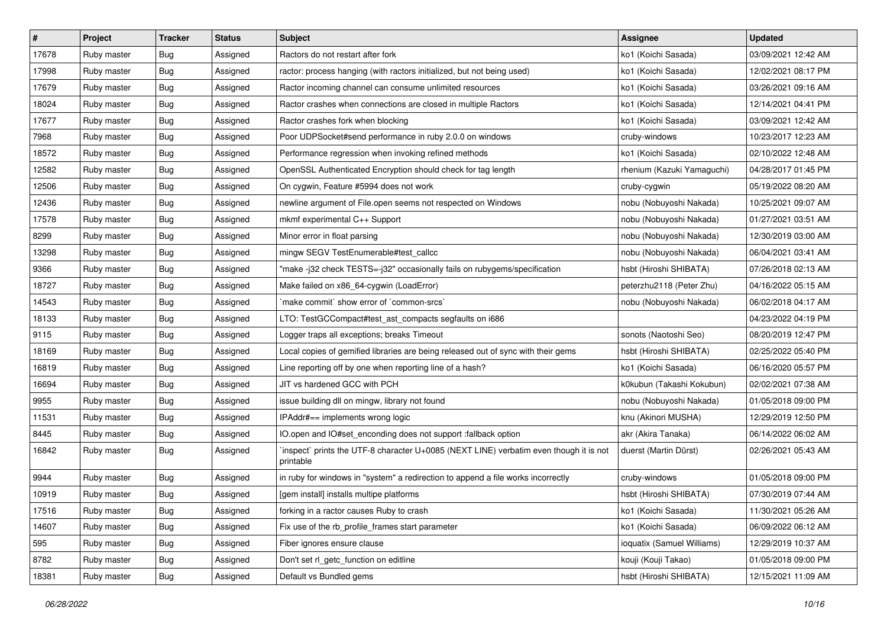| # | Project | Tracker | Status | Subject | Assignee | Updated |
|---|---|---|---|---|---|---|
| 17678 | Ruby master | Bug | Assigned | Ractors do not restart after fork | ko1 (Koichi Sasada) | 03/09/2021 12:42 AM |
| 17998 | Ruby master | Bug | Assigned | ractor: process hanging (with ractors initialized, but not being used) | ko1 (Koichi Sasada) | 12/02/2021 08:17 PM |
| 17679 | Ruby master | Bug | Assigned | Ractor incoming channel can consume unlimited resources | ko1 (Koichi Sasada) | 03/26/2021 09:16 AM |
| 18024 | Ruby master | Bug | Assigned | Ractor crashes when connections are closed in multiple Ractors | ko1 (Koichi Sasada) | 12/14/2021 04:41 PM |
| 17677 | Ruby master | Bug | Assigned | Ractor crashes fork when blocking | ko1 (Koichi Sasada) | 03/09/2021 12:42 AM |
| 7968 | Ruby master | Bug | Assigned | Poor UDPSocket#send performance in ruby 2.0.0 on windows | cruby-windows | 10/23/2017 12:23 AM |
| 18572 | Ruby master | Bug | Assigned | Performance regression when invoking refined methods | ko1 (Koichi Sasada) | 02/10/2022 12:48 AM |
| 12582 | Ruby master | Bug | Assigned | OpenSSL Authenticated Encryption should check for tag length | rhenium (Kazuki Yamaguchi) | 04/28/2017 01:45 PM |
| 12506 | Ruby master | Bug | Assigned | On cygwin, Feature #5994 does not work | cruby-cygwin | 05/19/2022 08:20 AM |
| 12436 | Ruby master | Bug | Assigned | newline argument of File.open seems not respected on Windows | nobu (Nobuyoshi Nakada) | 10/25/2021 09:07 AM |
| 17578 | Ruby master | Bug | Assigned | mkmf experimental C++ Support | nobu (Nobuyoshi Nakada) | 01/27/2021 03:51 AM |
| 8299 | Ruby master | Bug | Assigned | Minor error in float parsing | nobu (Nobuyoshi Nakada) | 12/30/2019 03:00 AM |
| 13298 | Ruby master | Bug | Assigned | mingw SEGV TestEnumerable#test_callcc | nobu (Nobuyoshi Nakada) | 06/04/2021 03:41 AM |
| 9366 | Ruby master | Bug | Assigned | "make -j32 check TESTS=-j32" occasionally fails on rubygems/specification | hsbt (Hiroshi SHIBATA) | 07/26/2018 02:13 AM |
| 18727 | Ruby master | Bug | Assigned | Make failed on x86_64-cygwin (LoadError) | peterzhu2118 (Peter Zhu) | 04/16/2022 05:15 AM |
| 14543 | Ruby master | Bug | Assigned | `make commit` show error of `common-srcs` | nobu (Nobuyoshi Nakada) | 06/02/2018 04:17 AM |
| 18133 | Ruby master | Bug | Assigned | LTO: TestGCCompact#test_ast_compacts segfaults on i686 | | 04/23/2022 04:19 PM |
| 9115 | Ruby master | Bug | Assigned | Logger traps all exceptions; breaks Timeout | sonots (Naotoshi Seo) | 08/20/2019 12:47 PM |
| 18169 | Ruby master | Bug | Assigned | Local copies of gemified libraries are being released out of sync with their gems | hsbt (Hiroshi SHIBATA) | 02/25/2022 05:40 PM |
| 16819 | Ruby master | Bug | Assigned | Line reporting off by one when reporting line of a hash? | ko1 (Koichi Sasada) | 06/16/2020 05:57 PM |
| 16694 | Ruby master | Bug | Assigned | JIT vs hardened GCC with PCH | k0kubun (Takashi Kokubun) | 02/02/2021 07:38 AM |
| 9955 | Ruby master | Bug | Assigned | issue building dll on mingw, library not found | nobu (Nobuyoshi Nakada) | 01/05/2018 09:00 PM |
| 11531 | Ruby master | Bug | Assigned | IPAddr#== implements wrong logic | knu (Akinori MUSHA) | 12/29/2019 12:50 PM |
| 8445 | Ruby master | Bug | Assigned | IO.open and IO#set_enconding does not support :fallback option | akr (Akira Tanaka) | 06/14/2022 06:02 AM |
| 16842 | Ruby master | Bug | Assigned | `inspect` prints the UTF-8 character U+0085 (NEXT LINE) verbatim even though it is not printable | duerst (Martin Dürst) | 02/26/2021 05:43 AM |
| 9944 | Ruby master | Bug | Assigned | in ruby for windows in "system" a redirection to append a file works incorrectly | cruby-windows | 01/05/2018 09:00 PM |
| 10919 | Ruby master | Bug | Assigned | [gem install] installs multipe platforms | hsbt (Hiroshi SHIBATA) | 07/30/2019 07:44 AM |
| 17516 | Ruby master | Bug | Assigned | forking in a ractor causes Ruby to crash | ko1 (Koichi Sasada) | 11/30/2021 05:26 AM |
| 14607 | Ruby master | Bug | Assigned | Fix use of the rb_profile_frames start parameter | ko1 (Koichi Sasada) | 06/09/2022 06:12 AM |
| 595 | Ruby master | Bug | Assigned | Fiber ignores ensure clause | ioquatix (Samuel Williams) | 12/29/2019 10:37 AM |
| 8782 | Ruby master | Bug | Assigned | Don't set rl_getc_function on editline | kouji (Kouji Takao) | 01/05/2018 09:00 PM |
| 18381 | Ruby master | Bug | Assigned | Default vs Bundled gems | hsbt (Hiroshi SHIBATA) | 12/15/2021 11:09 AM |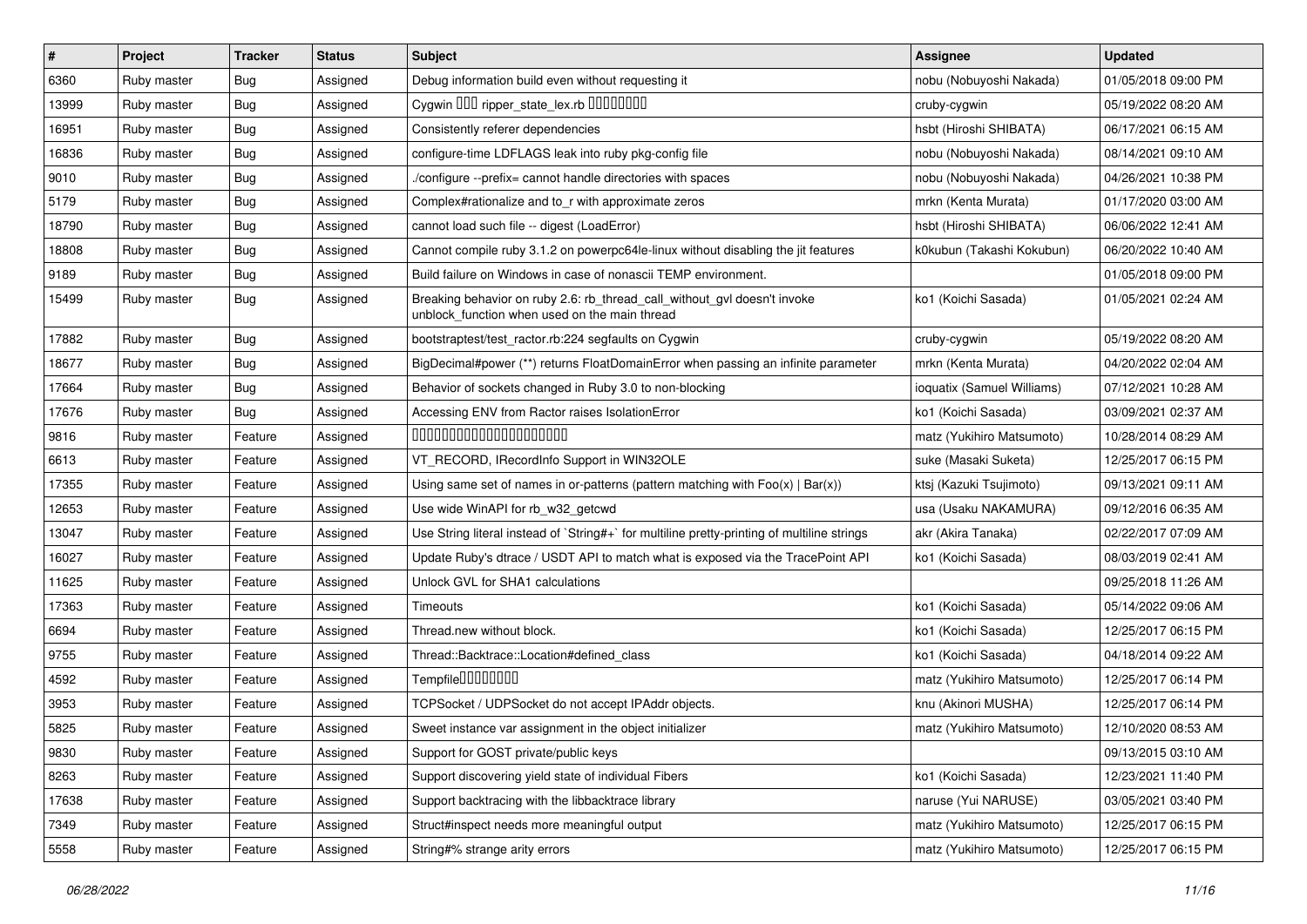| # | Project | Tracker | Status | Subject | Assignee | Updated |
|---|---|---|---|---|---|---|
| 6360 | Ruby master | Bug | Assigned | Debug information build even without requesting it | nobu (Nobuyoshi Nakada) | 01/05/2018 09:00 PM |
| 13999 | Ruby master | Bug | Assigned | Cygwin ��� ripper_state_lex.rb ��������� | cruby-cygwin | 05/19/2022 08:20 AM |
| 16951 | Ruby master | Bug | Assigned | Consistently referer dependencies | hsbt (Hiroshi SHIBATA) | 06/17/2021 06:15 AM |
| 16836 | Ruby master | Bug | Assigned | configure-time LDFLAGS leak into ruby pkg-config file | nobu (Nobuyoshi Nakada) | 08/14/2021 09:10 AM |
| 9010 | Ruby master | Bug | Assigned | ./configure --prefix= cannot handle directories with spaces | nobu (Nobuyoshi Nakada) | 04/26/2021 10:38 PM |
| 5179 | Ruby master | Bug | Assigned | Complex#rationalize and to_r with approximate zeros | mrkn (Kenta Murata) | 01/17/2020 03:00 AM |
| 18790 | Ruby master | Bug | Assigned | cannot load such file -- digest (LoadError) | hsbt (Hiroshi SHIBATA) | 06/06/2022 12:41 AM |
| 18808 | Ruby master | Bug | Assigned | Cannot compile ruby 3.1.2 on powerpc64le-linux without disabling the jit features | k0kubun (Takashi Kokubun) | 06/20/2022 10:40 AM |
| 9189 | Ruby master | Bug | Assigned | Build failure on Windows in case of nonascii TEMP environment. | | 01/05/2018 09:00 PM |
| 15499 | Ruby master | Bug | Assigned | Breaking behavior on ruby 2.6: rb_thread_call_without_gvl doesn't invoke unblock_function when used on the main thread | ko1 (Koichi Sasada) | 01/05/2021 02:24 AM |
| 17882 | Ruby master | Bug | Assigned | bootstraptest/test_ractor.rb:224 segfaults on Cygwin | cruby-cygwin | 05/19/2022 08:20 AM |
| 18677 | Ruby master | Bug | Assigned | BigDecimal#power (**) returns FloatDomainError when passing an infinite parameter | mrkn (Kenta Murata) | 04/20/2022 02:04 AM |
| 17664 | Ruby master | Bug | Assigned | Behavior of sockets changed in Ruby 3.0 to non-blocking | ioquatix (Samuel Williams) | 07/12/2021 10:28 AM |
| 17676 | Ruby master | Bug | Assigned | Accessing ENV from Ractor raises IsolationError | ko1 (Koichi Sasada) | 03/09/2021 02:37 AM |
| 9816 | Ruby master | Feature | Assigned | ���������������������� | matz (Yukihiro Matsumoto) | 10/28/2014 08:29 AM |
| 6613 | Ruby master | Feature | Assigned | VT_RECORD, IRecordInfo Support in WIN32OLE | suke (Masaki Suketa) | 12/25/2017 06:15 PM |
| 17355 | Ruby master | Feature | Assigned | Using same set of names in or-patterns (pattern matching with Foo(x) \| Bar(x)) | ktsj (Kazuki Tsujimoto) | 09/13/2021 09:11 AM |
| 12653 | Ruby master | Feature | Assigned | Use wide WinAPI for rb_w32_getcwd | usa (Usaku NAKAMURA) | 09/12/2016 06:35 AM |
| 13047 | Ruby master | Feature | Assigned | Use String literal instead of `String#+` for multiline pretty-printing of multiline strings | akr (Akira Tanaka) | 02/22/2017 07:09 AM |
| 16027 | Ruby master | Feature | Assigned | Update Ruby's dtrace / USDT API to match what is exposed via the TracePoint API | ko1 (Koichi Sasada) | 08/03/2019 02:41 AM |
| 11625 | Ruby master | Feature | Assigned | Unlock GVL for SHA1 calculations | | 09/25/2018 11:26 AM |
| 17363 | Ruby master | Feature | Assigned | Timeouts | ko1 (Koichi Sasada) | 05/14/2022 09:06 AM |
| 6694 | Ruby master | Feature | Assigned | Thread.new without block. | ko1 (Koichi Sasada) | 12/25/2017 06:15 PM |
| 9755 | Ruby master | Feature | Assigned | Thread::Backtrace::Location#defined_class | ko1 (Koichi Sasada) | 04/18/2014 09:22 AM |
| 4592 | Ruby master | Feature | Assigned | Tempfile�������� | matz (Yukihiro Matsumoto) | 12/25/2017 06:14 PM |
| 3953 | Ruby master | Feature | Assigned | TCPSocket / UDPSocket do not accept IPAddr objects. | knu (Akinori MUSHA) | 12/25/2017 06:14 PM |
| 5825 | Ruby master | Feature | Assigned | Sweet instance var assignment in the object initializer | matz (Yukihiro Matsumoto) | 12/10/2020 08:53 AM |
| 9830 | Ruby master | Feature | Assigned | Support for GOST private/public keys | | 09/13/2015 03:10 AM |
| 8263 | Ruby master | Feature | Assigned | Support discovering yield state of individual Fibers | ko1 (Koichi Sasada) | 12/23/2021 11:40 PM |
| 17638 | Ruby master | Feature | Assigned | Support backtracing with the libbacktrace library | naruse (Yui NARUSE) | 03/05/2021 03:40 PM |
| 7349 | Ruby master | Feature | Assigned | Struct#inspect needs more meaningful output | matz (Yukihiro Matsumoto) | 12/25/2017 06:15 PM |
| 5558 | Ruby master | Feature | Assigned | String#% strange arity errors | matz (Yukihiro Matsumoto) | 12/25/2017 06:15 PM |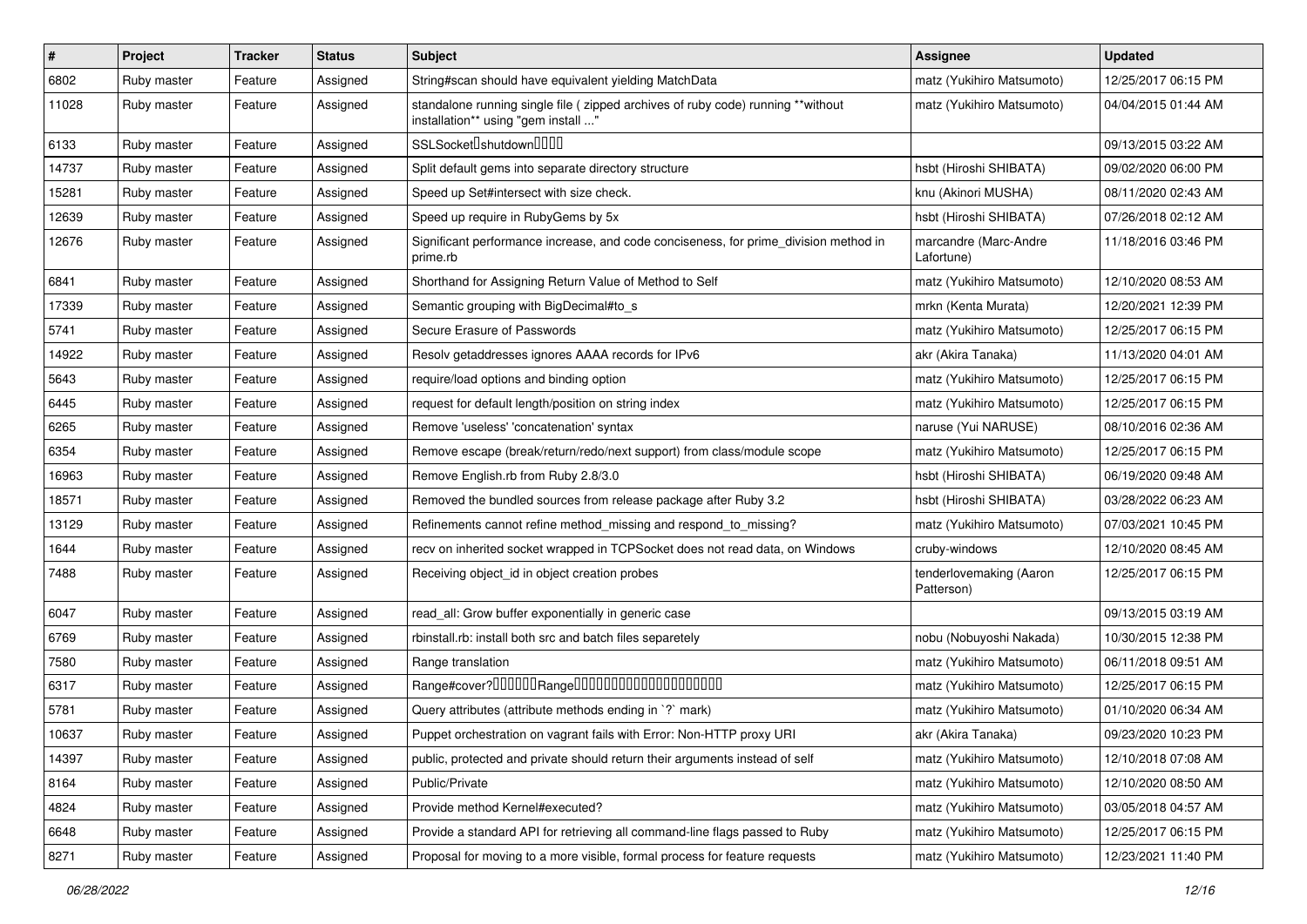| # | Project | Tracker | Status | Subject | Assignee | Updated |
|---|---|---|---|---|---|---|
| 6802 | Ruby master | Feature | Assigned | String#scan should have equivalent yielding MatchData | matz (Yukihiro Matsumoto) | 12/25/2017 06:15 PM |
| 11028 | Ruby master | Feature | Assigned | standalone running single file ( zipped archives of ruby code) running **without installation** using "gem install ..." | matz (Yukihiro Matsumoto) | 04/04/2015 01:44 AM |
| 6133 | Ruby master | Feature | Assigned | SSLSocket�shutdown���� | | 09/13/2015 03:22 AM |
| 14737 | Ruby master | Feature | Assigned | Split default gems into separate directory structure | hsbt (Hiroshi SHIBATA) | 09/02/2020 06:00 PM |
| 15281 | Ruby master | Feature | Assigned | Speed up Set#intersect with size check. | knu (Akinori MUSHA) | 08/11/2020 02:43 AM |
| 12639 | Ruby master | Feature | Assigned | Speed up require in RubyGems by 5x | hsbt (Hiroshi SHIBATA) | 07/26/2018 02:12 AM |
| 12676 | Ruby master | Feature | Assigned | Significant performance increase, and code conciseness, for prime_division method in prime.rb | marcandre (Marc-Andre Lafortune) | 11/18/2016 03:46 PM |
| 6841 | Ruby master | Feature | Assigned | Shorthand for Assigning Return Value of Method to Self | matz (Yukihiro Matsumoto) | 12/10/2020 08:53 AM |
| 17339 | Ruby master | Feature | Assigned | Semantic grouping with BigDecimal#to_s | mrkn (Kenta Murata) | 12/20/2021 12:39 PM |
| 5741 | Ruby master | Feature | Assigned | Secure Erasure of Passwords | matz (Yukihiro Matsumoto) | 12/25/2017 06:15 PM |
| 14922 | Ruby master | Feature | Assigned | Resolv getaddresses ignores AAAA records for IPv6 | akr (Akira Tanaka) | 11/13/2020 04:01 AM |
| 5643 | Ruby master | Feature | Assigned | require/load options and binding option | matz (Yukihiro Matsumoto) | 12/25/2017 06:15 PM |
| 6445 | Ruby master | Feature | Assigned | request for default length/position on string index | matz (Yukihiro Matsumoto) | 12/25/2017 06:15 PM |
| 6265 | Ruby master | Feature | Assigned | Remove 'useless' 'concatenation' syntax | naruse (Yui NARUSE) | 08/10/2016 02:36 AM |
| 6354 | Ruby master | Feature | Assigned | Remove escape (break/return/redo/next support) from class/module scope | matz (Yukihiro Matsumoto) | 12/25/2017 06:15 PM |
| 16963 | Ruby master | Feature | Assigned | Remove English.rb from Ruby 2.8/3.0 | hsbt (Hiroshi SHIBATA) | 06/19/2020 09:48 AM |
| 18571 | Ruby master | Feature | Assigned | Removed the bundled sources from release package after Ruby 3.2 | hsbt (Hiroshi SHIBATA) | 03/28/2022 06:23 AM |
| 13129 | Ruby master | Feature | Assigned | Refinements cannot refine method_missing and respond_to_missing? | matz (Yukihiro Matsumoto) | 07/03/2021 10:45 PM |
| 1644 | Ruby master | Feature | Assigned | recv on inherited socket wrapped in TCPSocket does not read data, on Windows | cruby-windows | 12/10/2020 08:45 AM |
| 7488 | Ruby master | Feature | Assigned | Receiving object_id in object creation probes | tenderlovemaking (Aaron Patterson) | 12/25/2017 06:15 PM |
| 6047 | Ruby master | Feature | Assigned | read_all: Grow buffer exponentially in generic case | | 09/13/2015 03:19 AM |
| 6769 | Ruby master | Feature | Assigned | rbinstall.rb: install both src and batch files separetely | nobu (Nobuyoshi Nakada) | 10/30/2015 12:38 PM |
| 7580 | Ruby master | Feature | Assigned | Range translation | matz (Yukihiro Matsumoto) | 06/11/2018 09:51 AM |
| 6317 | Ruby master | Feature | Assigned | Range#cover?������Range�������������������� | matz (Yukihiro Matsumoto) | 12/25/2017 06:15 PM |
| 5781 | Ruby master | Feature | Assigned | Query attributes (attribute methods ending in `?` mark) | matz (Yukihiro Matsumoto) | 01/10/2020 06:34 AM |
| 10637 | Ruby master | Feature | Assigned | Puppet orchestration on vagrant fails with Error: Non-HTTP proxy URI | akr (Akira Tanaka) | 09/23/2020 10:23 PM |
| 14397 | Ruby master | Feature | Assigned | public, protected and private should return their arguments instead of self | matz (Yukihiro Matsumoto) | 12/10/2018 07:08 AM |
| 8164 | Ruby master | Feature | Assigned | Public/Private | matz (Yukihiro Matsumoto) | 12/10/2020 08:50 AM |
| 4824 | Ruby master | Feature | Assigned | Provide method Kernel#executed? | matz (Yukihiro Matsumoto) | 03/05/2018 04:57 AM |
| 6648 | Ruby master | Feature | Assigned | Provide a standard API for retrieving all command-line flags passed to Ruby | matz (Yukihiro Matsumoto) | 12/25/2017 06:15 PM |
| 8271 | Ruby master | Feature | Assigned | Proposal for moving to a more visible, formal process for feature requests | matz (Yukihiro Matsumoto) | 12/23/2021 11:40 PM |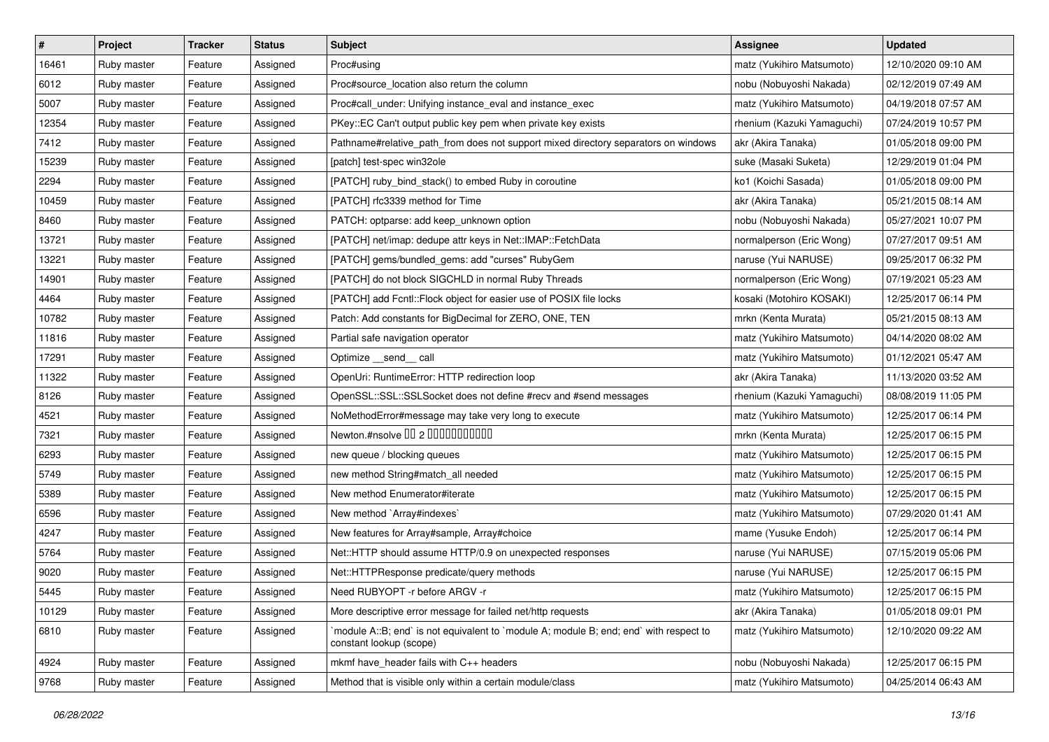| # | Project | Tracker | Status | Subject | Assignee | Updated |
|---|---|---|---|---|---|---|
| 16461 | Ruby master | Feature | Assigned | Proc#using | matz (Yukihiro Matsumoto) | 12/10/2020 09:10 AM |
| 6012 | Ruby master | Feature | Assigned | Proc#source_location also return the column | nobu (Nobuyoshi Nakada) | 02/12/2019 07:49 AM |
| 5007 | Ruby master | Feature | Assigned | Proc#call_under: Unifying instance_eval and instance_exec | matz (Yukihiro Matsumoto) | 04/19/2018 07:57 AM |
| 12354 | Ruby master | Feature | Assigned | PKey::EC Can't output public key pem when private key exists | rhenium (Kazuki Yamaguchi) | 07/24/2019 10:57 PM |
| 7412 | Ruby master | Feature | Assigned | Pathname#relative_path_from does not support mixed directory separators on windows | akr (Akira Tanaka) | 01/05/2018 09:00 PM |
| 15239 | Ruby master | Feature | Assigned | [patch] test-spec win32ole | suke (Masaki Suketa) | 12/29/2019 01:04 PM |
| 2294 | Ruby master | Feature | Assigned | [PATCH] ruby_bind_stack() to embed Ruby in coroutine | ko1 (Koichi Sasada) | 01/05/2018 09:00 PM |
| 10459 | Ruby master | Feature | Assigned | [PATCH] rfc3339 method for Time | akr (Akira Tanaka) | 05/21/2015 08:14 AM |
| 8460 | Ruby master | Feature | Assigned | PATCH: optparse: add keep_unknown option | nobu (Nobuyoshi Nakada) | 05/27/2021 10:07 PM |
| 13721 | Ruby master | Feature | Assigned | [PATCH] net/imap: dedupe attr keys in Net::IMAP::FetchData | normalperson (Eric Wong) | 07/27/2017 09:51 AM |
| 13221 | Ruby master | Feature | Assigned | [PATCH] gems/bundled_gems: add "curses" RubyGem | naruse (Yui NARUSE) | 09/25/2017 06:32 PM |
| 14901 | Ruby master | Feature | Assigned | [PATCH] do not block SIGCHLD in normal Ruby Threads | normalperson (Eric Wong) | 07/19/2021 05:23 AM |
| 4464 | Ruby master | Feature | Assigned | [PATCH] add Fcntl::Flock object for easier use of POSIX file locks | kosaki (Motohiro KOSAKI) | 12/25/2017 06:14 PM |
| 10782 | Ruby master | Feature | Assigned | Patch: Add constants for BigDecimal for ZERO, ONE, TEN | mrkn (Kenta Murata) | 05/21/2015 08:13 AM |
| 11816 | Ruby master | Feature | Assigned | Partial safe navigation operator | matz (Yukihiro Matsumoto) | 04/14/2020 08:02 AM |
| 17291 | Ruby master | Feature | Assigned | Optimize __send__ call | matz (Yukihiro Matsumoto) | 01/12/2021 05:47 AM |
| 11322 | Ruby master | Feature | Assigned | OpenUri: RuntimeError: HTTP redirection loop | akr (Akira Tanaka) | 11/13/2020 03:52 AM |
| 8126 | Ruby master | Feature | Assigned | OpenSSL::SSL::SSLSocket does not define #recv and #send messages | rhenium (Kazuki Yamaguchi) | 08/08/2019 11:05 PM |
| 4521 | Ruby master | Feature | Assigned | NoMethodError#message may take very long to execute | matz (Yukihiro Matsumoto) | 12/25/2017 06:14 PM |
| 7321 | Ruby master | Feature | Assigned | Newton.#nsolve �� 2 ���������� | mrkn (Kenta Murata) | 12/25/2017 06:15 PM |
| 6293 | Ruby master | Feature | Assigned | new queue / blocking queues | matz (Yukihiro Matsumoto) | 12/25/2017 06:15 PM |
| 5749 | Ruby master | Feature | Assigned | new method String#match_all needed | matz (Yukihiro Matsumoto) | 12/25/2017 06:15 PM |
| 5389 | Ruby master | Feature | Assigned | New method Enumerator#iterate | matz (Yukihiro Matsumoto) | 12/25/2017 06:15 PM |
| 6596 | Ruby master | Feature | Assigned | New method `Array#indexes` | matz (Yukihiro Matsumoto) | 07/29/2020 01:41 AM |
| 4247 | Ruby master | Feature | Assigned | New features for Array#sample, Array#choice | mame (Yusuke Endoh) | 12/25/2017 06:14 PM |
| 5764 | Ruby master | Feature | Assigned | Net::HTTP should assume HTTP/0.9 on unexpected responses | naruse (Yui NARUSE) | 07/15/2019 05:06 PM |
| 9020 | Ruby master | Feature | Assigned | Net::HTTPResponse predicate/query methods | naruse (Yui NARUSE) | 12/25/2017 06:15 PM |
| 5445 | Ruby master | Feature | Assigned | Need RUBYOPT -r before ARGV -r | matz (Yukihiro Matsumoto) | 12/25/2017 06:15 PM |
| 10129 | Ruby master | Feature | Assigned | More descriptive error message for failed net/http requests | akr (Akira Tanaka) | 01/05/2018 09:01 PM |
| 6810 | Ruby master | Feature | Assigned | `module A::B; end` is not equivalent to `module A; module B; end; end` with respect to constant lookup (scope) | matz (Yukihiro Matsumoto) | 12/10/2020 09:22 AM |
| 4924 | Ruby master | Feature | Assigned | mkmf have_header fails with C++ headers | nobu (Nobuyoshi Nakada) | 12/25/2017 06:15 PM |
| 9768 | Ruby master | Feature | Assigned | Method that is visible only within a certain module/class | matz (Yukihiro Matsumoto) | 04/25/2014 06:43 AM |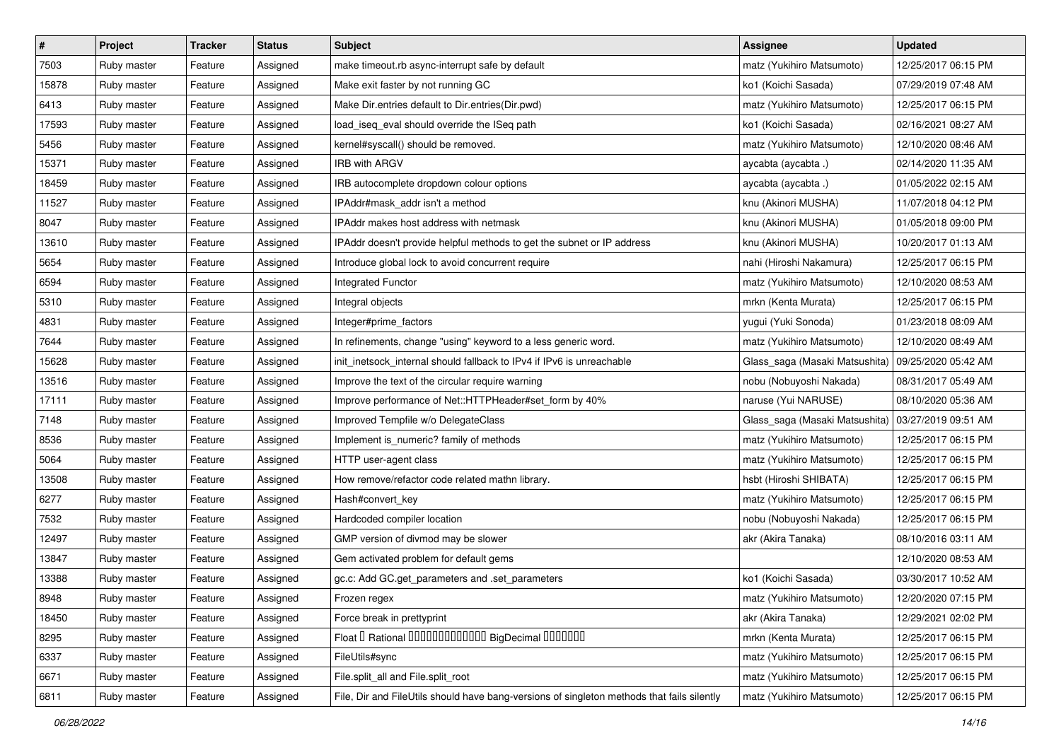| # | Project | Tracker | Status | Subject | Assignee | Updated |
|---|---|---|---|---|---|---|
| 7503 | Ruby master | Feature | Assigned | make timeout.rb async-interrupt safe by default | matz (Yukihiro Matsumoto) | 12/25/2017 06:15 PM |
| 15878 | Ruby master | Feature | Assigned | Make exit faster by not running GC | ko1 (Koichi Sasada) | 07/29/2019 07:48 AM |
| 6413 | Ruby master | Feature | Assigned | Make Dir.entries default to Dir.entries(Dir.pwd) | matz (Yukihiro Matsumoto) | 12/25/2017 06:15 PM |
| 17593 | Ruby master | Feature | Assigned | load_iseq_eval should override the ISeq path | ko1 (Koichi Sasada) | 02/16/2021 08:27 AM |
| 5456 | Ruby master | Feature | Assigned | kernel#syscall() should be removed. | matz (Yukihiro Matsumoto) | 12/10/2020 08:46 AM |
| 15371 | Ruby master | Feature | Assigned | IRB with ARGV | aycabta (aycabta .) | 02/14/2020 11:35 AM |
| 18459 | Ruby master | Feature | Assigned | IRB autocomplete dropdown colour options | aycabta (aycabta .) | 01/05/2022 02:15 AM |
| 11527 | Ruby master | Feature | Assigned | IPAddr#mask_addr isn't a method | knu (Akinori MUSHA) | 11/07/2018 04:12 PM |
| 8047 | Ruby master | Feature | Assigned | IPAddr makes host address with netmask | knu (Akinori MUSHA) | 01/05/2018 09:00 PM |
| 13610 | Ruby master | Feature | Assigned | IPAddr doesn't provide helpful methods to get the subnet or IP address | knu (Akinori MUSHA) | 10/20/2017 01:13 AM |
| 5654 | Ruby master | Feature | Assigned | Introduce global lock to avoid concurrent require | nahi (Hiroshi Nakamura) | 12/25/2017 06:15 PM |
| 6594 | Ruby master | Feature | Assigned | Integrated Functor | matz (Yukihiro Matsumoto) | 12/10/2020 08:53 AM |
| 5310 | Ruby master | Feature | Assigned | Integral objects | mrkn (Kenta Murata) | 12/25/2017 06:15 PM |
| 4831 | Ruby master | Feature | Assigned | Integer#prime_factors | yugui (Yuki Sonoda) | 01/23/2018 08:09 AM |
| 7644 | Ruby master | Feature | Assigned | In refinements, change "using" keyword to a less generic word. | matz (Yukihiro Matsumoto) | 12/10/2020 08:49 AM |
| 15628 | Ruby master | Feature | Assigned | init_inetsock_internal should fallback to IPv4 if IPv6 is unreachable | Glass_saga (Masaki Matsushita) | 09/25/2020 05:42 AM |
| 13516 | Ruby master | Feature | Assigned | Improve the text of the circular require warning | nobu (Nobuyoshi Nakada) | 08/31/2017 05:49 AM |
| 17111 | Ruby master | Feature | Assigned | Improve performance of Net::HTTPHeader#set_form by 40% | naruse (Yui NARUSE) | 08/10/2020 05:36 AM |
| 7148 | Ruby master | Feature | Assigned | Improved Tempfile w/o DelegateClass | Glass_saga (Masaki Matsushita) | 03/27/2019 09:51 AM |
| 8536 | Ruby master | Feature | Assigned | Implement is_numeric? family of methods | matz (Yukihiro Matsumoto) | 12/25/2017 06:15 PM |
| 5064 | Ruby master | Feature | Assigned | HTTP user-agent class | matz (Yukihiro Matsumoto) | 12/25/2017 06:15 PM |
| 13508 | Ruby master | Feature | Assigned | How remove/refactor code related mathn library. | hsbt (Hiroshi SHIBATA) | 12/25/2017 06:15 PM |
| 6277 | Ruby master | Feature | Assigned | Hash#convert_key | matz (Yukihiro Matsumoto) | 12/25/2017 06:15 PM |
| 7532 | Ruby master | Feature | Assigned | Hardcoded compiler location | nobu (Nobuyoshi Nakada) | 12/25/2017 06:15 PM |
| 12497 | Ruby master | Feature | Assigned | GMP version of divmod may be slower | akr (Akira Tanaka) | 08/10/2016 03:11 AM |
| 13847 | Ruby master | Feature | Assigned | Gem activated problem for default gems | | 12/10/2020 08:53 AM |
| 13388 | Ruby master | Feature | Assigned | gc.c: Add GC.get_parameters and .set_parameters | ko1 (Koichi Sasada) | 03/30/2017 10:52 AM |
| 8948 | Ruby master | Feature | Assigned | Frozen regex | matz (Yukihiro Matsumoto) | 12/20/2020 07:15 PM |
| 18450 | Ruby master | Feature | Assigned | Force break in prettyprint | akr (Akira Tanaka) | 12/29/2021 02:02 PM |
| 8295 | Ruby master | Feature | Assigned | Float � Rational ������������� BigDecimal ������� | mrkn (Kenta Murata) | 12/25/2017 06:15 PM |
| 6337 | Ruby master | Feature | Assigned | FileUtils#sync | matz (Yukihiro Matsumoto) | 12/25/2017 06:15 PM |
| 6671 | Ruby master | Feature | Assigned | File.split_all and File.split_root | matz (Yukihiro Matsumoto) | 12/25/2017 06:15 PM |
| 6811 | Ruby master | Feature | Assigned | File, Dir and FileUtils should have bang-versions of singleton methods that fails silently | matz (Yukihiro Matsumoto) | 12/25/2017 06:15 PM |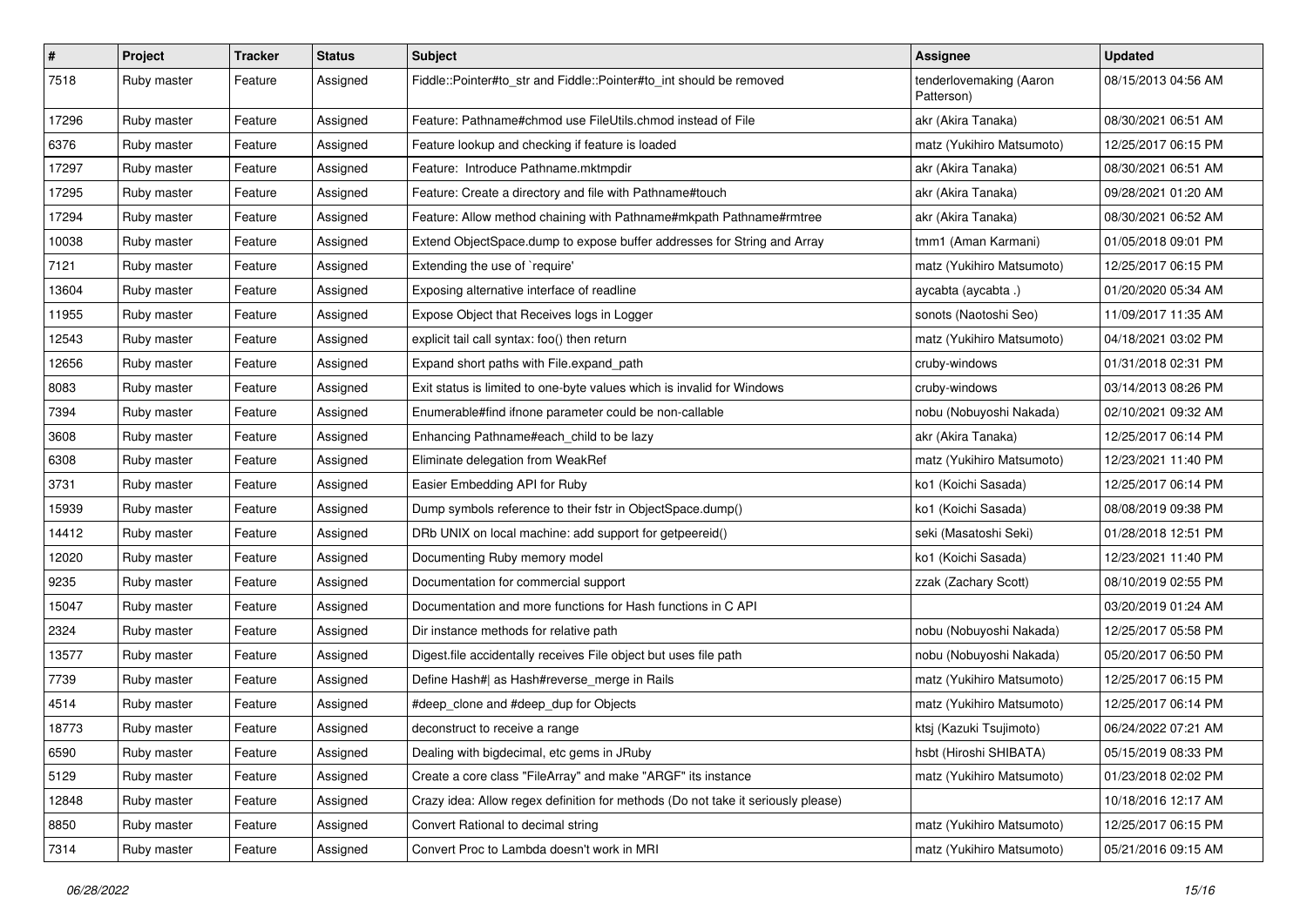| # | Project | Tracker | Status | Subject | Assignee | Updated |
|---|---|---|---|---|---|---|
| 7518 | Ruby master | Feature | Assigned | Fiddle::Pointer#to_str and Fiddle::Pointer#to_int should be removed | tenderlovemaking (Aaron Patterson) | 08/15/2013 04:56 AM |
| 17296 | Ruby master | Feature | Assigned | Feature: Pathname#chmod use FileUtils.chmod instead of File | akr (Akira Tanaka) | 08/30/2021 06:51 AM |
| 6376 | Ruby master | Feature | Assigned | Feature lookup and checking if feature is loaded | matz (Yukihiro Matsumoto) | 12/25/2017 06:15 PM |
| 17297 | Ruby master | Feature | Assigned | Feature:  Introduce Pathname.mktmpdir | akr (Akira Tanaka) | 08/30/2021 06:51 AM |
| 17295 | Ruby master | Feature | Assigned | Feature: Create a directory and file with Pathname#touch | akr (Akira Tanaka) | 09/28/2021 01:20 AM |
| 17294 | Ruby master | Feature | Assigned | Feature: Allow method chaining with Pathname#mkpath Pathname#rmtree | akr (Akira Tanaka) | 08/30/2021 06:52 AM |
| 10038 | Ruby master | Feature | Assigned | Extend ObjectSpace.dump to expose buffer addresses for String and Array | tmm1 (Aman Karmani) | 01/05/2018 09:01 PM |
| 7121 | Ruby master | Feature | Assigned | Extending the use of `require' | matz (Yukihiro Matsumoto) | 12/25/2017 06:15 PM |
| 13604 | Ruby master | Feature | Assigned | Exposing alternative interface of readline | aycabta (aycabta .) | 01/20/2020 05:34 AM |
| 11955 | Ruby master | Feature | Assigned | Expose Object that Receives logs in Logger | sonots (Naotoshi Seo) | 11/09/2017 11:35 AM |
| 12543 | Ruby master | Feature | Assigned | explicit tail call syntax: foo() then return | matz (Yukihiro Matsumoto) | 04/18/2021 03:02 PM |
| 12656 | Ruby master | Feature | Assigned | Expand short paths with File.expand_path | cruby-windows | 01/31/2018 02:31 PM |
| 8083 | Ruby master | Feature | Assigned | Exit status is limited to one-byte values which is invalid for Windows | cruby-windows | 03/14/2013 08:26 PM |
| 7394 | Ruby master | Feature | Assigned | Enumerable#find ifnone parameter could be non-callable | nobu (Nobuyoshi Nakada) | 02/10/2021 09:32 AM |
| 3608 | Ruby master | Feature | Assigned | Enhancing Pathname#each_child to be lazy | akr (Akira Tanaka) | 12/25/2017 06:14 PM |
| 6308 | Ruby master | Feature | Assigned | Eliminate delegation from WeakRef | matz (Yukihiro Matsumoto) | 12/23/2021 11:40 PM |
| 3731 | Ruby master | Feature | Assigned | Easier Embedding API for Ruby | ko1 (Koichi Sasada) | 12/25/2017 06:14 PM |
| 15939 | Ruby master | Feature | Assigned | Dump symbols reference to their fstr in ObjectSpace.dump() | ko1 (Koichi Sasada) | 08/08/2019 09:38 PM |
| 14412 | Ruby master | Feature | Assigned | DRb UNIX on local machine: add support for getpeereid() | seki (Masatoshi Seki) | 01/28/2018 12:51 PM |
| 12020 | Ruby master | Feature | Assigned | Documenting Ruby memory model | ko1 (Koichi Sasada) | 12/23/2021 11:40 PM |
| 9235 | Ruby master | Feature | Assigned | Documentation for commercial support | zzak (Zachary Scott) | 08/10/2019 02:55 PM |
| 15047 | Ruby master | Feature | Assigned | Documentation and more functions for Hash functions in C API | | 03/20/2019 01:24 AM |
| 2324 | Ruby master | Feature | Assigned | Dir instance methods for relative path | nobu (Nobuyoshi Nakada) | 12/25/2017 05:58 PM |
| 13577 | Ruby master | Feature | Assigned | Digest.file accidentally receives File object but uses file path | nobu (Nobuyoshi Nakada) | 05/20/2017 06:50 PM |
| 7739 | Ruby master | Feature | Assigned | Define Hash#\| as Hash#reverse_merge in Rails | matz (Yukihiro Matsumoto) | 12/25/2017 06:15 PM |
| 4514 | Ruby master | Feature | Assigned | #deep_clone and #deep_dup for Objects | matz (Yukihiro Matsumoto) | 12/25/2017 06:14 PM |
| 18773 | Ruby master | Feature | Assigned | deconstruct to receive a range | ktsj (Kazuki Tsujimoto) | 06/24/2022 07:21 AM |
| 6590 | Ruby master | Feature | Assigned | Dealing with bigdecimal, etc gems in JRuby | hsbt (Hiroshi SHIBATA) | 05/15/2019 08:33 PM |
| 5129 | Ruby master | Feature | Assigned | Create a core class "FileArray" and make "ARGF" its instance | matz (Yukihiro Matsumoto) | 01/23/2018 02:02 PM |
| 12848 | Ruby master | Feature | Assigned | Crazy idea: Allow regex definition for methods (Do not take it seriously please) | | 10/18/2016 12:17 AM |
| 8850 | Ruby master | Feature | Assigned | Convert Rational to decimal string | matz (Yukihiro Matsumoto) | 12/25/2017 06:15 PM |
| 7314 | Ruby master | Feature | Assigned | Convert Proc to Lambda doesn't work in MRI | matz (Yukihiro Matsumoto) | 05/21/2016 09:15 AM |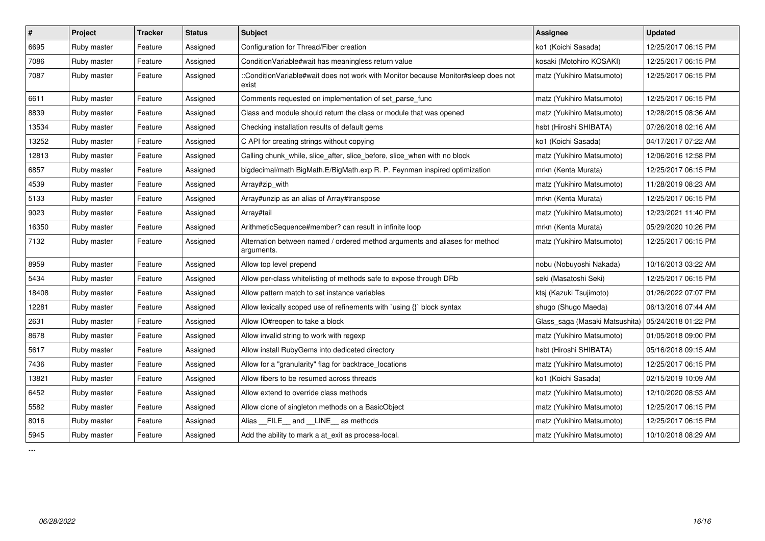| # | Project | Tracker | Status | Subject | Assignee | Updated |
|---|---|---|---|---|---|---|
| 6695 | Ruby master | Feature | Assigned | Configuration for Thread/Fiber creation | ko1 (Koichi Sasada) | 12/25/2017 06:15 PM |
| 7086 | Ruby master | Feature | Assigned | ConditionVariable#wait has meaningless return value | kosaki (Motohiro KOSAKI) | 12/25/2017 06:15 PM |
| 7087 | Ruby master | Feature | Assigned | ::ConditionVariable#wait does not work with Monitor because Monitor#sleep does not exist | matz (Yukihiro Matsumoto) | 12/25/2017 06:15 PM |
| 6611 | Ruby master | Feature | Assigned | Comments requested on implementation of set_parse_func | matz (Yukihiro Matsumoto) | 12/25/2017 06:15 PM |
| 8839 | Ruby master | Feature | Assigned | Class and module should return the class or module that was opened | matz (Yukihiro Matsumoto) | 12/28/2015 08:36 AM |
| 13534 | Ruby master | Feature | Assigned | Checking installation results of default gems | hsbt (Hiroshi SHIBATA) | 07/26/2018 02:16 AM |
| 13252 | Ruby master | Feature | Assigned | C API for creating strings without copying | ko1 (Koichi Sasada) | 04/17/2017 07:22 AM |
| 12813 | Ruby master | Feature | Assigned | Calling chunk_while, slice_after, slice_before, slice_when with no block | matz (Yukihiro Matsumoto) | 12/06/2016 12:58 PM |
| 6857 | Ruby master | Feature | Assigned | bigdecimal/math BigMath.E/BigMath.exp R. P. Feynman inspired optimization | mrkn (Kenta Murata) | 12/25/2017 06:15 PM |
| 4539 | Ruby master | Feature | Assigned | Array#zip_with | matz (Yukihiro Matsumoto) | 11/28/2019 08:23 AM |
| 5133 | Ruby master | Feature | Assigned | Array#unzip as an alias of Array#transpose | mrkn (Kenta Murata) | 12/25/2017 06:15 PM |
| 9023 | Ruby master | Feature | Assigned | Array#tail | matz (Yukihiro Matsumoto) | 12/23/2021 11:40 PM |
| 16350 | Ruby master | Feature | Assigned | ArithmeticSequence#member? can result in infinite loop | mrkn (Kenta Murata) | 05/29/2020 10:26 PM |
| 7132 | Ruby master | Feature | Assigned | Alternation between named / ordered method arguments and aliases for method arguments. | matz (Yukihiro Matsumoto) | 12/25/2017 06:15 PM |
| 8959 | Ruby master | Feature | Assigned | Allow top level prepend | nobu (Nobuyoshi Nakada) | 10/16/2013 03:22 AM |
| 5434 | Ruby master | Feature | Assigned | Allow per-class whitelisting of methods safe to expose through DRb | seki (Masatoshi Seki) | 12/25/2017 06:15 PM |
| 18408 | Ruby master | Feature | Assigned | Allow pattern match to set instance variables | ktsj (Kazuki Tsujimoto) | 01/26/2022 07:07 PM |
| 12281 | Ruby master | Feature | Assigned | Allow lexically scoped use of refinements with `using {}` block syntax | shugo (Shugo Maeda) | 06/13/2016 07:44 AM |
| 2631 | Ruby master | Feature | Assigned | Allow IO#reopen to take a block | Glass_saga (Masaki Matsushita) | 05/24/2018 01:22 PM |
| 8678 | Ruby master | Feature | Assigned | Allow invalid string to work with regexp | matz (Yukihiro Matsumoto) | 01/05/2018 09:00 PM |
| 5617 | Ruby master | Feature | Assigned | Allow install RubyGems into dediceted directory | hsbt (Hiroshi SHIBATA) | 05/16/2018 09:15 AM |
| 7436 | Ruby master | Feature | Assigned | Allow for a "granularity" flag for backtrace_locations | matz (Yukihiro Matsumoto) | 12/25/2017 06:15 PM |
| 13821 | Ruby master | Feature | Assigned | Allow fibers to be resumed across threads | ko1 (Koichi Sasada) | 02/15/2019 10:09 AM |
| 6452 | Ruby master | Feature | Assigned | Allow extend to override class methods | matz (Yukihiro Matsumoto) | 12/10/2020 08:53 AM |
| 5582 | Ruby master | Feature | Assigned | Allow clone of singleton methods on a BasicObject | matz (Yukihiro Matsumoto) | 12/25/2017 06:15 PM |
| 8016 | Ruby master | Feature | Assigned | Alias __FILE__ and __LINE__ as methods | matz (Yukihiro Matsumoto) | 12/25/2017 06:15 PM |
| 5945 | Ruby master | Feature | Assigned | Add the ability to mark a at_exit as process-local. | matz (Yukihiro Matsumoto) | 10/10/2018 08:29 AM |

...